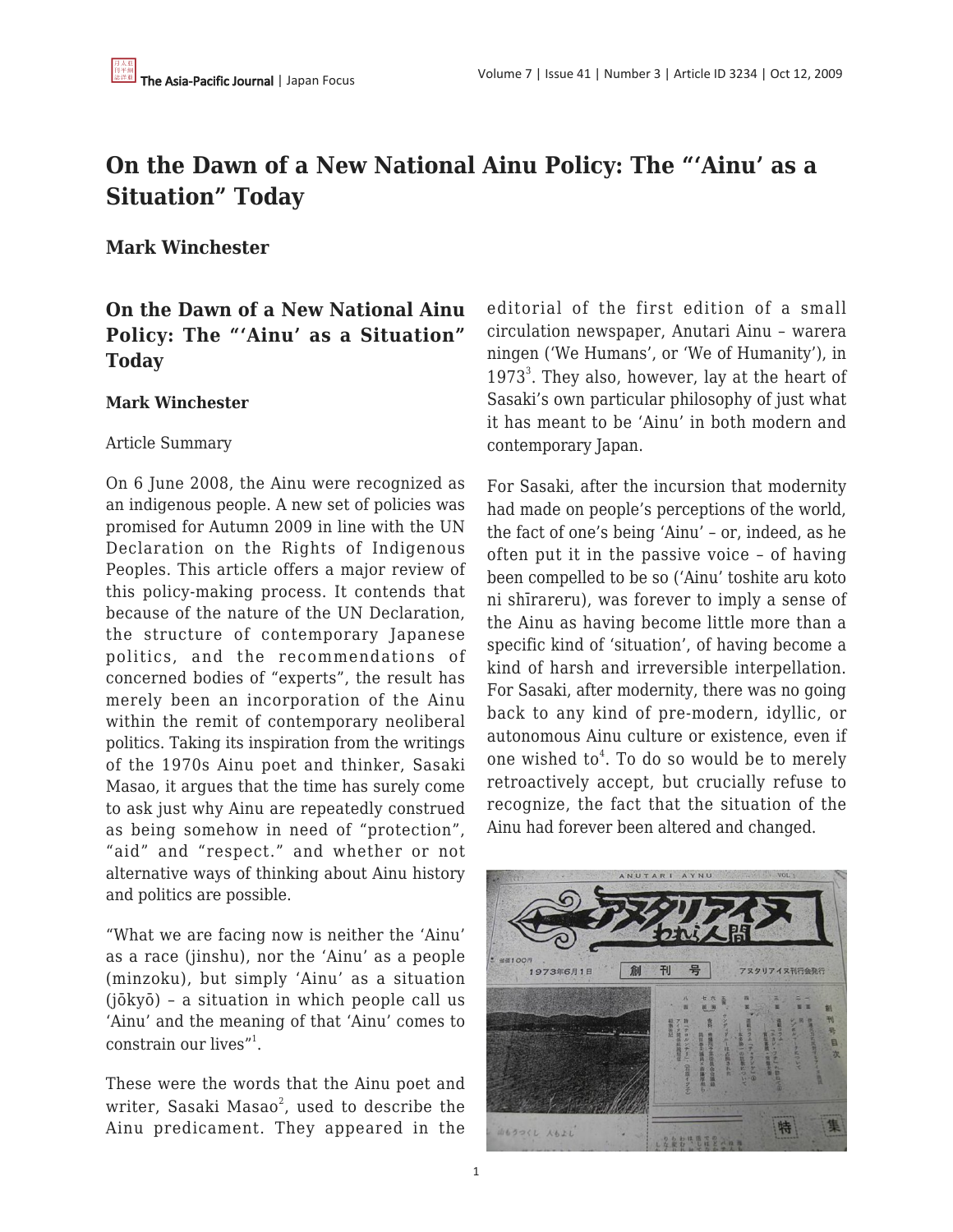# On the Dawn of a New National Ainu Policy: The "'Ainu' as a Situation" Today

**Mark Winchester**

## On the Dawn of a New National Ainu Policy: The "'Ainu' as a Situation" Today

**Mark Winchester**

Article Summary

On 6 June 2008, the Ainu were recognized as an indigenous people. A new set of policies was promised for Autumn 2009 in line with the UN Declaration on the Rights of Indigenous Peoples. This article offers a major review of this policy-making process. It contends that because of the nature of the UN Declaration, the structure of contemporary Japanese politics, and the recommendations of concerned bodies of "experts", the result has merely been an incorporation of the Ainu within the remit of contemporary neoliberal politics. Taking its inspiration from the writings of the 1970s Ainu poet and thinker, Sasaki Masao, it argues that the time has surely come to ask just why Ainu are repeatedly construed as being somehow in need of "protection", "aid" and "respect." and whether or not alternative ways of thinking about Ainu history and politics are possible.

"What we are facing now is neither the 'Ainu' as a race (jinshu), nor the 'Ainu' as a people (minzoku), but simply 'Ainu' as a situation (jōkyō) – a situation in which people call us 'Ainu' and the meaning of that 'Ainu' comes to constrain our lives"[1].

These were the words that the Ainu poet and writer, Sasaki Masao[2], used to describe the Ainu predicament. They appeared in the editorial of the first edition of a small circulation newspaper, Anutari Ainu – warera ningen ('We Humans', or 'We of Humanity'), in 1973[3]. They also, however, lay at the heart of Sasaki's own particular philosophy of just what it has meant to be 'Ainu' in both modern and contemporary Japan.

For Sasaki, after the incursion that modernity had made on people's perceptions of the world, the fact of one's being 'Ainu' – or, indeed, as he often put it in the passive voice – of having been compelled to be so ('Ainu' toshite aru koto ni shīrareru), was forever to imply a sense of the Ainu as having become little more than a specific kind of 'situation', of having become a kind of harsh and irreversible interpellation. For Sasaki, after modernity, there was no going back to any kind of pre-modern, idyllic, or autonomous Ainu culture or existence, even if one wished to[4]. To do so would be to merely retroactively accept, but crucially refuse to recognize, the fact that the situation of the Ainu had forever been altered and changed.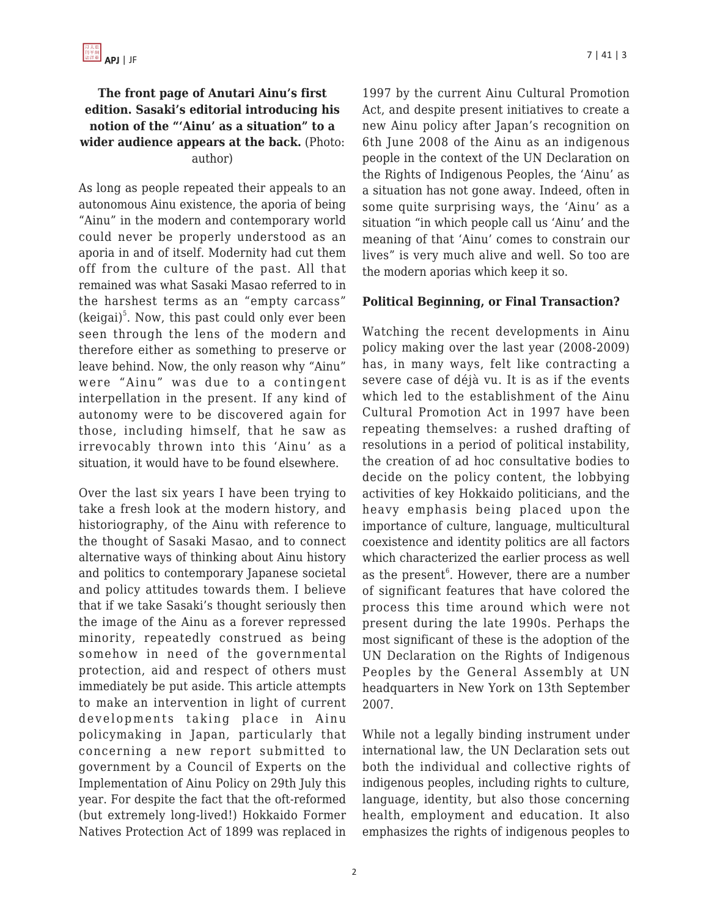**The front page of Anutari Ainu's first edition. Sasaki's editorial introducing his notion of the "'Ainu' as a situation" to a wider audience appears at the back.** (Photo: author)

As long as people repeated their appeals to an autonomous Ainu existence, the aporia of being "Ainu" in the modern and contemporary world could never be properly understood as an aporia in and of itself. Modernity had cut them off from the culture of the past. All that remained was what Sasaki Masao referred to in the harshest terms as an "empty carcass" (keigai)[5]. Now, this past could only ever been seen through the lens of the modern and therefore either as something to preserve or leave behind. Now, the only reason why "Ainu" were "Ainu" was due to a contingent interpellation in the present. If any kind of autonomy were to be discovered again for those, including himself, that he saw as irrevocably thrown into this 'Ainu' as a situation, it would have to be found elsewhere.

Over the last six years I have been trying to take a fresh look at the modern history, and historiography, of the Ainu with reference to the thought of Sasaki Masao, and to connect alternative ways of thinking about Ainu history and politics to contemporary Japanese societal and policy attitudes towards them. I believe that if we take Sasaki's thought seriously then the image of the Ainu as a forever repressed minority, repeatedly construed as being somehow in need of the governmental protection, aid and respect of others must immediately be put aside. This article attempts to make an intervention in light of current developments taking place in Ainu policymaking in Japan, particularly that concerning a new report submitted to government by a Council of Experts on the Implementation of Ainu Policy on 29th July this year. For despite the fact that the oft-reformed (but extremely long-lived!) Hokkaido Former Natives Protection Act of 1899 was replaced in 1997 by the current Ainu Cultural Promotion Act, and despite present initiatives to create a new Ainu policy after Japan's recognition on 6th June 2008 of the Ainu as an indigenous people in the context of the UN Declaration on the Rights of Indigenous Peoples, the 'Ainu' as a situation has not gone away. Indeed, often in some quite surprising ways, the 'Ainu' as a situation "in which people call us 'Ainu' and the meaning of that 'Ainu' comes to constrain our lives" is very much alive and well. So too are the modern aporias which keep it so.

### Political Beginning, or Final Transaction?

Watching the recent developments in Ainu policy making over the last year (2008-2009) has, in many ways, felt like contracting a severe case of déjà vu. It is as if the events which led to the establishment of the Ainu Cultural Promotion Act in 1997 have been repeating themselves: a rushed drafting of resolutions in a period of political instability, the creation of ad hoc consultative bodies to decide on the policy content, the lobbying activities of key Hokkaido politicians, and the heavy emphasis being placed upon the importance of culture, language, multicultural coexistence and identity politics are all factors which characterized the earlier process as well as the present[6]. However, there are a number of significant features that have colored the process this time around which were not present during the late 1990s. Perhaps the most significant of these is the adoption of the UN Declaration on the Rights of Indigenous Peoples by the General Assembly at UN headquarters in New York on 13th September 2007.

While not a legally binding instrument under international law, the UN Declaration sets out both the individual and collective rights of indigenous peoples, including rights to culture, language, identity, but also those concerning health, employment and education. It also emphasizes the rights of indigenous peoples to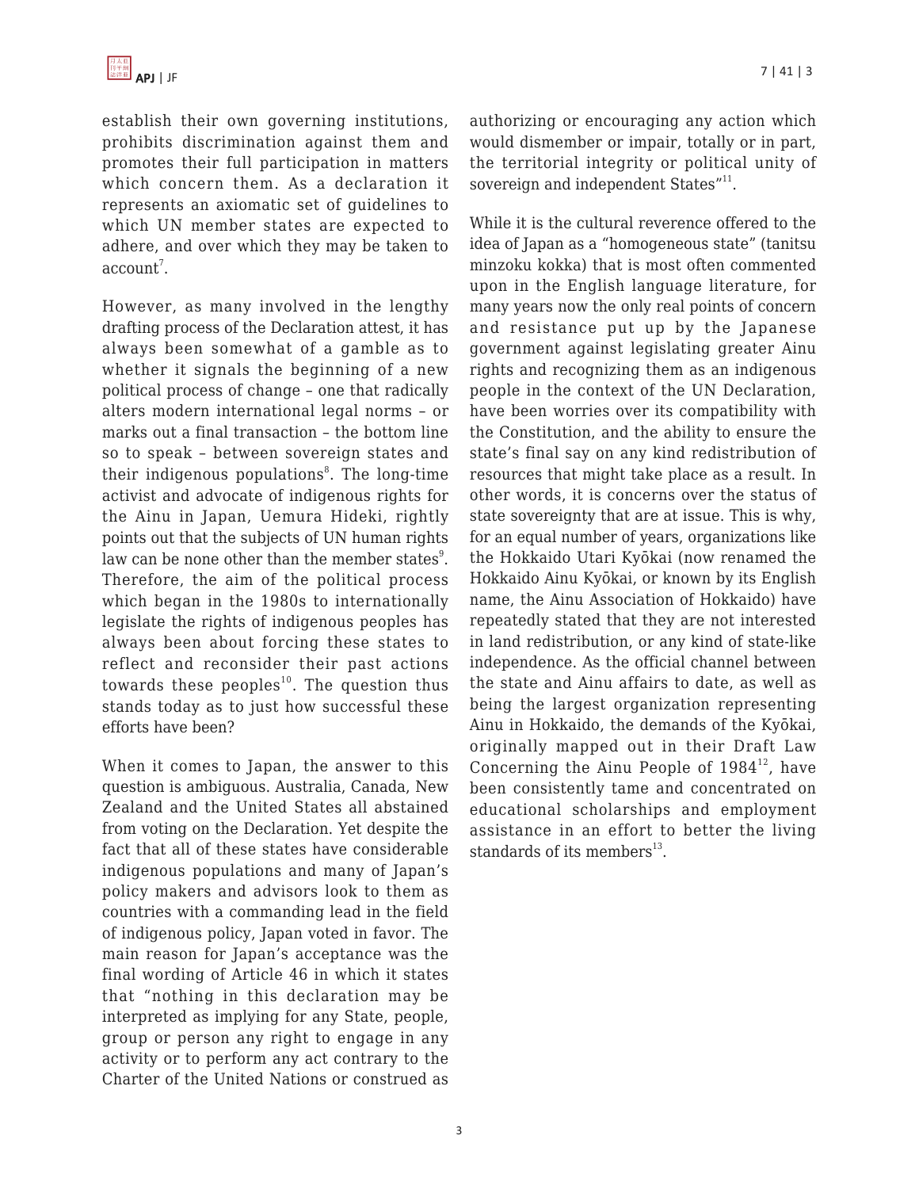establish their own governing institutions, prohibits discrimination against them and promotes their full participation in matters which concern them. As a declaration it represents an axiomatic set of guidelines to which UN member states are expected to adhere, and over which they may be taken to account[7].

However, as many involved in the lengthy drafting process of the Declaration attest, it has always been somewhat of a gamble as to whether it signals the beginning of a new political process of change – one that radically alters modern international legal norms – or marks out a final transaction – the bottom line so to speak – between sovereign states and their indigenous populations[8]. The long-time activist and advocate of indigenous rights for the Ainu in Japan, Uemura Hideki, rightly points out that the subjects of UN human rights law can be none other than the member states[9]. Therefore, the aim of the political process which began in the 1980s to internationally legislate the rights of indigenous peoples has always been about forcing these states to reflect and reconsider their past actions towards these peoples[10]. The question thus stands today as to just how successful these efforts have been?

When it comes to Japan, the answer to this question is ambiguous. Australia, Canada, New Zealand and the United States all abstained from voting on the Declaration. Yet despite the fact that all of these states have considerable indigenous populations and many of Japan's policy makers and advisors look to them as countries with a commanding lead in the field of indigenous policy, Japan voted in favor. The main reason for Japan's acceptance was the final wording of Article 46 in which it states that "nothing in this declaration may be interpreted as implying for any State, people, group or person any right to engage in any activity or to perform any act contrary to the Charter of the United Nations or construed as authorizing or encouraging any action which would dismember or impair, totally or in part, the territorial integrity or political unity of sovereign and independent States"[11].

While it is the cultural reverence offered to the idea of Japan as a "homogeneous state" (tanitsu minzoku kokka) that is most often commented upon in the English language literature, for many years now the only real points of concern and resistance put up by the Japanese government against legislating greater Ainu rights and recognizing them as an indigenous people in the context of the UN Declaration, have been worries over its compatibility with the Constitution, and the ability to ensure the state's final say on any kind redistribution of resources that might take place as a result. In other words, it is concerns over the status of state sovereignty that are at issue. This is why, for an equal number of years, organizations like the Hokkaido Utari Kyōkai (now renamed the Hokkaido Ainu Kyōkai, or known by its English name, the Ainu Association of Hokkaido) have repeatedly stated that they are not interested in land redistribution, or any kind of state-like independence. As the official channel between the state and Ainu affairs to date, as well as being the largest organization representing Ainu in Hokkaido, the demands of the Kyōkai, originally mapped out in their Draft Law Concerning the Ainu People of 1984[12], have been consistently tame and concentrated on educational scholarships and employment assistance in an effort to better the living standards of its members[13].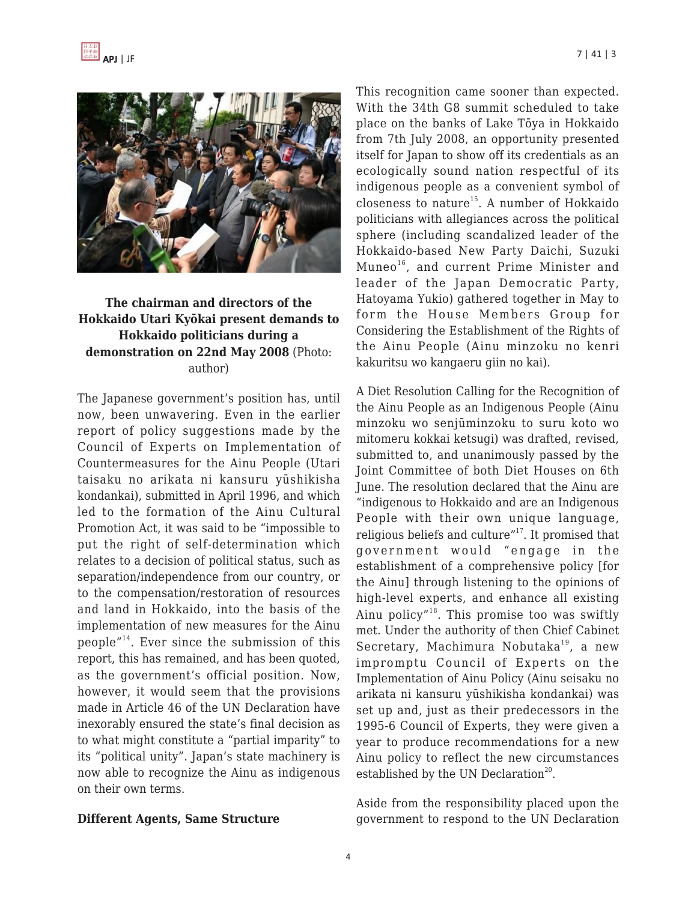**The chairman and directors of the Hokkaido Utari Kyōkai present demands to Hokkaido politicians during a demonstration on 22nd May 2008** (Photo: author)

The Japanese government's position has, until now, been unwavering. Even in the earlier report of policy suggestions made by the Council of Experts on Implementation of Countermeasures for the Ainu People (Utari taisaku no arikata ni kansuru yūshikisha kondankai), submitted in April 1996, and which led to the formation of the Ainu Cultural Promotion Act, it was said to be "impossible to put the right of self-determination which relates to a decision of political status, such as separation/independence from our country, or to the compensation/restoration of resources and land in Hokkaido, into the basis of the implementation of new measures for the Ainu people"[14]. Ever since the submission of this report, this has remained, and has been quoted, as the government's official position. Now, however, it would seem that the provisions made in Article 46 of the UN Declaration have inexorably ensured the state's final decision as to what might constitute a "partial imparity" to its "political unity". Japan's state machinery is now able to recognize the Ainu as indigenous on their own terms.

**Different Agents, Same Structure**

This recognition came sooner than expected. With the 34th G8 summit scheduled to take place on the banks of Lake Tōya in Hokkaido from 7th July 2008, an opportunity presented itself for Japan to show off its credentials as an ecologically sound nation respectful of its indigenous people as a convenient symbol of closeness to nature[15]. A number of Hokkaido politicians with allegiances across the political sphere (including scandalized leader of the Hokkaido-based New Party Daichi, Suzuki Muneo[16], and current Prime Minister and leader of the Japan Democratic Party, Hatoyama Yukio) gathered together in May to form the House Members Group for Considering the Establishment of the Rights of the Ainu People (Ainu minzoku no kenri kakuritsu wo kangaeru giin no kai).

A Diet Resolution Calling for the Recognition of the Ainu People as an Indigenous People (Ainu minzoku wo senjūminzoku to suru koto wo mitomeru kokkai ketsugi) was drafted, revised, submitted to, and unanimously passed by the Joint Committee of both Diet Houses on 6th June. The resolution declared that the Ainu are "indigenous to Hokkaido and are an Indigenous People with their own unique language, religious beliefs and culture"[17]. It promised that government would "engage in the establishment of a comprehensive policy [for the Ainu] through listening to the opinions of high-level experts, and enhance all existing Ainu policy"[18]. This promise too was swiftly met. Under the authority of then Chief Cabinet Secretary, Machimura Nobutaka[19], a new impromptu Council of Experts on the Implementation of Ainu Policy (Ainu seisaku no arikata ni kansuru yūshikisha kondankai) was set up and, just as their predecessors in the 1995-6 Council of Experts, they were given a year to produce recommendations for a new Ainu policy to reflect the new circumstances established by the UN Declaration[20].

Aside from the responsibility placed upon the government to respond to the UN Declaration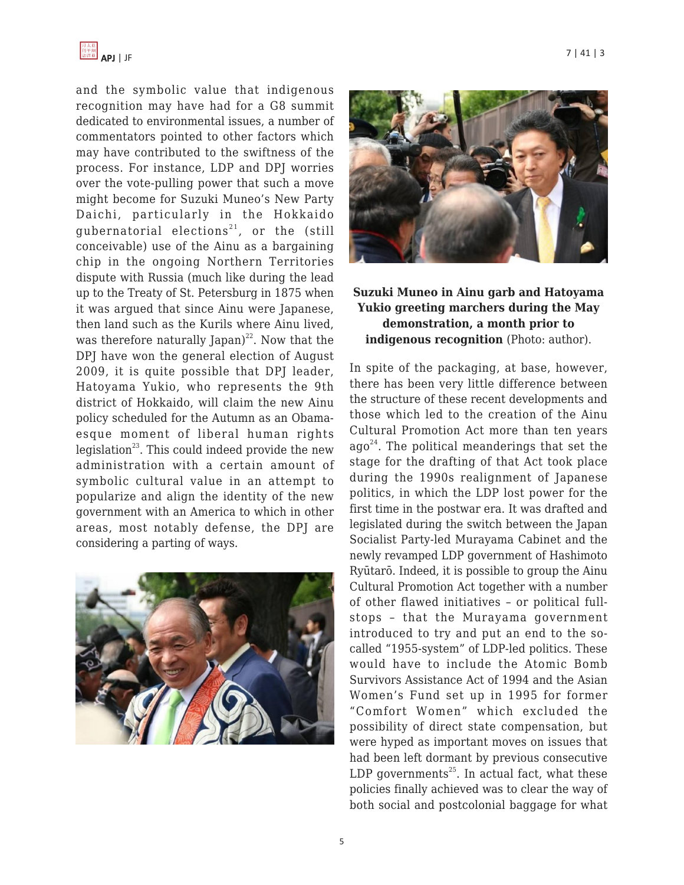and the symbolic value that indigenous recognition may have had for a G8 summit dedicated to environmental issues, a number of commentators pointed to other factors which may have contributed to the swiftness of the process. For instance, LDP and DPJ worries over the vote-pulling power that such a move might become for Suzuki Muneo's New Party Daichi, particularly in the Hokkaido gubernatorial elections[21], or the (still conceivable) use of the Ainu as a bargaining chip in the ongoing Northern Territories dispute with Russia (much like during the lead up to the Treaty of St. Petersburg in 1875 when it was argued that since Ainu were Japanese, then land such as the Kurils where Ainu lived, was therefore naturally Japan)[22]. Now that the DPJ have won the general election of August 2009, it is quite possible that DPJ leader, Hatoyama Yukio, who represents the 9th district of Hokkaido, will claim the new Ainu policy scheduled for the Autumn as an Obama-esque moment of liberal human rights legislation[23]. This could indeed provide the new administration with a certain amount of symbolic cultural value in an attempt to popularize and align the identity of the new government with an America to which in other areas, most notably defense, the DPJ are considering a parting of ways.

**Suzuki Muneo in Ainu garb and Hatoyama Yukio greeting marchers during the May demonstration, a month prior to indigenous recognition** (Photo: author).

In spite of the packaging, at base, however, there has been very little difference between the structure of these recent developments and those which led to the creation of the Ainu Cultural Promotion Act more than ten years ago[24]. The political meanderings that set the stage for the drafting of that Act took place during the 1990s realignment of Japanese politics, in which the LDP lost power for the first time in the postwar era. It was drafted and legislated during the switch between the Japan Socialist Party-led Murayama Cabinet and the newly revamped LDP government of Hashimoto Ryūtarō. Indeed, it is possible to group the Ainu Cultural Promotion Act together with a number of other flawed initiatives – or political full-stops – that the Murayama government introduced to try and put an end to the so-called "1955-system" of LDP-led politics. These would have to include the Atomic Bomb Survivors Assistance Act of 1994 and the Asian Women's Fund set up in 1995 for former "Comfort Women" which excluded the possibility of direct state compensation, but were hyped as important moves on issues that had been left dormant by previous consecutive LDP governments[25]. In actual fact, what these policies finally achieved was to clear the way of both social and postcolonial baggage for what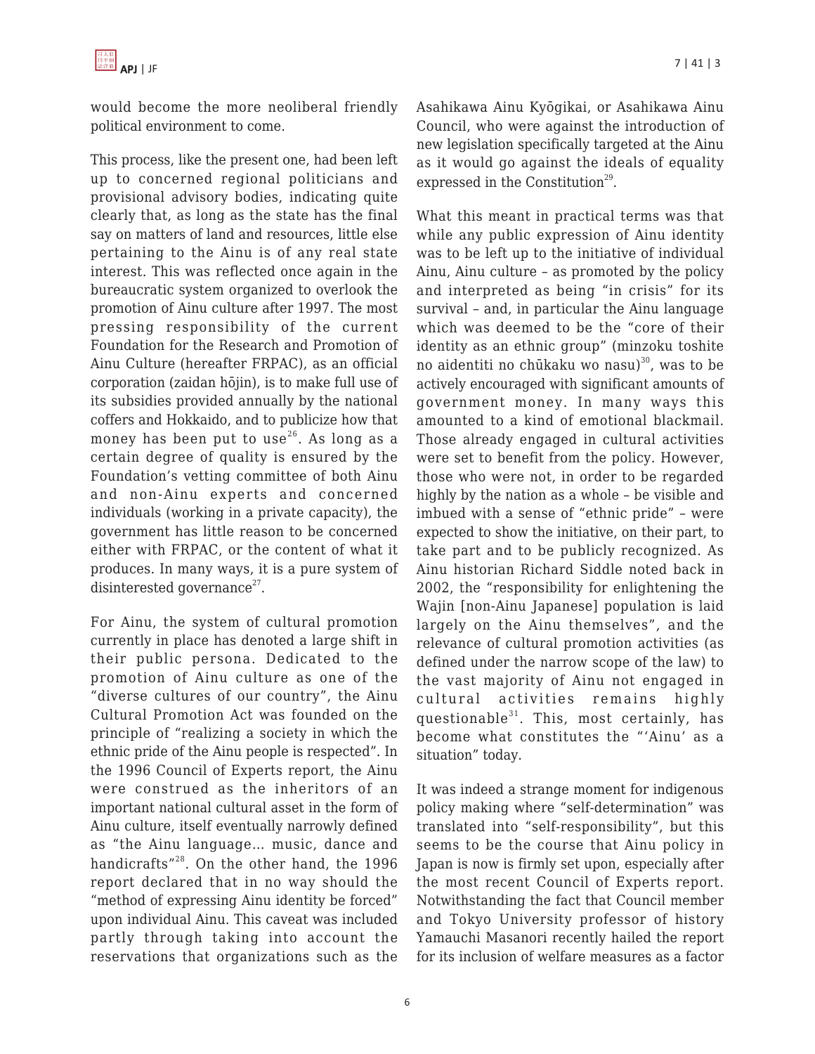would become the more neoliberal friendly political environment to come.

This process, like the present one, had been left up to concerned regional politicians and provisional advisory bodies, indicating quite clearly that, as long as the state has the final say on matters of land and resources, little else pertaining to the Ainu is of any real state interest. This was reflected once again in the bureaucratic system organized to overlook the promotion of Ainu culture after 1997. The most pressing responsibility of the current Foundation for the Research and Promotion of Ainu Culture (hereafter FRPAC), as an official corporation (zaidan hōjin), is to make full use of its subsidies provided annually by the national coffers and Hokkaido, and to publicize how that money has been put to use[26]. As long as a certain degree of quality is ensured by the Foundation's vetting committee of both Ainu and non-Ainu experts and concerned individuals (working in a private capacity), the government has little reason to be concerned either with FRPAC, or the content of what it produces. In many ways, it is a pure system of disinterested governance[27].

For Ainu, the system of cultural promotion currently in place has denoted a large shift in their public persona. Dedicated to the promotion of Ainu culture as one of the "diverse cultures of our country", the Ainu Cultural Promotion Act was founded on the principle of "realizing a society in which the ethnic pride of the Ainu people is respected". In the 1996 Council of Experts report, the Ainu were construed as the inheritors of an important national cultural asset in the form of Ainu culture, itself eventually narrowly defined as "the Ainu language… music, dance and handicrafts"[28]. On the other hand, the 1996 report declared that in no way should the "method of expressing Ainu identity be forced" upon individual Ainu. This caveat was included partly through taking into account the reservations that organizations such as the Asahikawa Ainu Kyōgikai, or Asahikawa Ainu Council, who were against the introduction of new legislation specifically targeted at the Ainu as it would go against the ideals of equality expressed in the Constitution[29].

What this meant in practical terms was that while any public expression of Ainu identity was to be left up to the initiative of individual Ainu, Ainu culture – as promoted by the policy and interpreted as being "in crisis" for its survival – and, in particular the Ainu language which was deemed to be the "core of their identity as an ethnic group" (minzoku toshite no aidentiti no chūkaku wo nasu)[30], was to be actively encouraged with significant amounts of government money. In many ways this amounted to a kind of emotional blackmail. Those already engaged in cultural activities were set to benefit from the policy. However, those who were not, in order to be regarded highly by the nation as a whole – be visible and imbued with a sense of "ethnic pride" – were expected to show the initiative, on their part, to take part and to be publicly recognized. As Ainu historian Richard Siddle noted back in 2002, the "responsibility for enlightening the Wajin [non-Ainu Japanese] population is laid largely on the Ainu themselves", and the relevance of cultural promotion activities (as defined under the narrow scope of the law) to the vast majority of Ainu not engaged in cultural activities remains highly questionable[31]. This, most certainly, has become what constitutes the "'Ainu' as a situation" today.

It was indeed a strange moment for indigenous policy making where "self-determination" was translated into "self-responsibility", but this seems to be the course that Ainu policy in Japan is now firmly set upon, especially after the most recent Council of Experts report. Notwithstanding the fact that Council member and Tokyo University professor of history Yamauchi Masanori recently hailed the report for its inclusion of welfare measures as a factor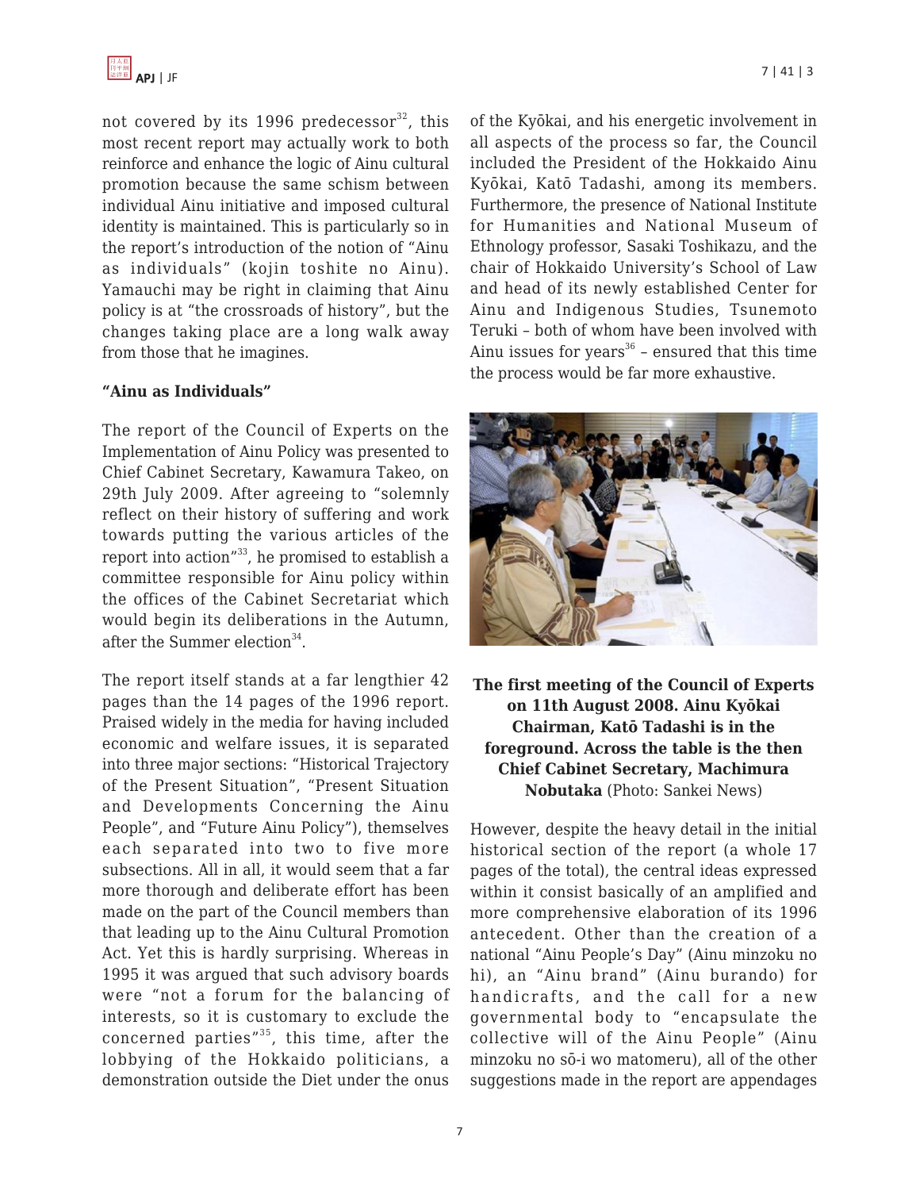not covered by its 1996 predecessor[32], this most recent report may actually work to both reinforce and enhance the logic of Ainu cultural promotion because the same schism between individual Ainu initiative and imposed cultural identity is maintained. This is particularly so in the report's introduction of the notion of "Ainu as individuals" (kojin toshite no Ainu). Yamauchi may be right in claiming that Ainu policy is at "the crossroads of history", but the changes taking place are a long walk away from those that he imagines.

**"Ainu as Individuals"**

The report of the Council of Experts on the Implementation of Ainu Policy was presented to Chief Cabinet Secretary, Kawamura Takeo, on 29th July 2009. After agreeing to "solemnly reflect on their history of suffering and work towards putting the various articles of the report into action"[33], he promised to establish a committee responsible for Ainu policy within the offices of the Cabinet Secretariat which would begin its deliberations in the Autumn, after the Summer election[34].

The report itself stands at a far lengthier 42 pages than the 14 pages of the 1996 report. Praised widely in the media for having included economic and welfare issues, it is separated into three major sections: "Historical Trajectory of the Present Situation", "Present Situation and Developments Concerning the Ainu People", and "Future Ainu Policy"), themselves each separated into two to five more subsections. All in all, it would seem that a far more thorough and deliberate effort has been made on the part of the Council members than that leading up to the Ainu Cultural Promotion Act. Yet this is hardly surprising. Whereas in 1995 it was argued that such advisory boards were "not a forum for the balancing of interests, so it is customary to exclude the concerned parties"[35], this time, after the lobbying of the Hokkaido politicians, a demonstration outside the Diet under the onus of the Kyōkai, and his energetic involvement in all aspects of the process so far, the Council included the President of the Hokkaido Ainu Kyōkai, Katō Tadashi, among its members. Furthermore, the presence of National Institute for Humanities and National Museum of Ethnology professor, Sasaki Toshikazu, and the chair of Hokkaido University's School of Law and head of its newly established Center for Ainu and Indigenous Studies, Tsunemoto Teruki – both of whom have been involved with Ainu issues for years[36] – ensured that this time the process would be far more exhaustive.

**The first meeting of the Council of Experts on 11th August 2008. Ainu Kyōkai Chairman, Katō Tadashi is in the foreground. Across the table is the then Chief Cabinet Secretary, Machimura Nobutaka** (Photo: Sankei News)

However, despite the heavy detail in the initial historical section of the report (a whole 17 pages of the total), the central ideas expressed within it consist basically of an amplified and more comprehensive elaboration of its 1996 antecedent. Other than the creation of a national "Ainu People's Day" (Ainu minzoku no hi), an "Ainu brand" (Ainu burando) for handicrafts, and the call for a new governmental body to "encapsulate the collective will of the Ainu People" (Ainu minzoku no sō-i wo matomeru), all of the other suggestions made in the report are appendages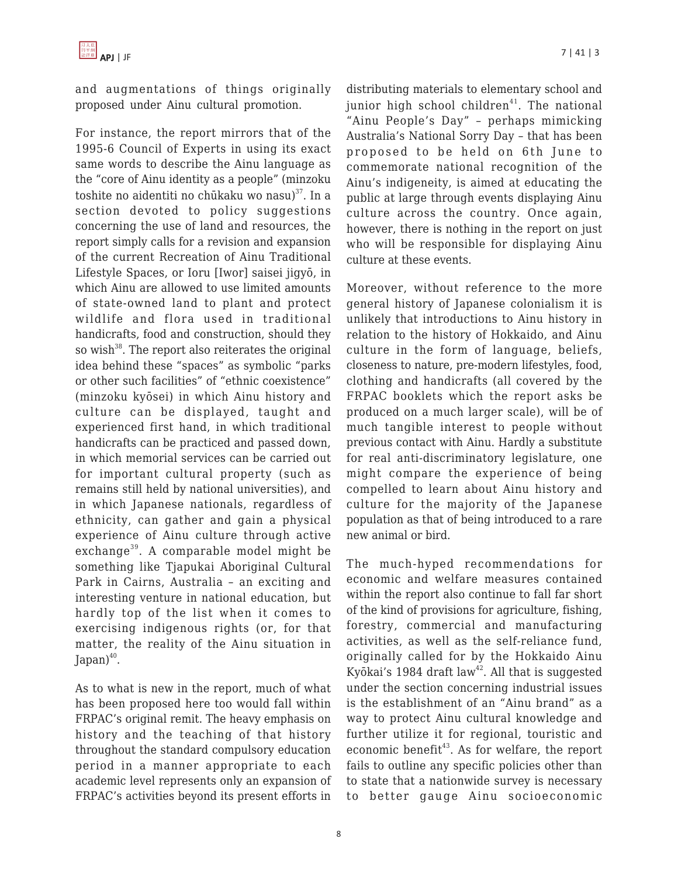and augmentations of things originally proposed under Ainu cultural promotion.

For instance, the report mirrors that of the 1995-6 Council of Experts in using its exact same words to describe the Ainu language as the "core of Ainu identity as a people" (minzoku toshite no aidentiti no chūkaku wo nasu)[37]. In a section devoted to policy suggestions concerning the use of land and resources, the report simply calls for a revision and expansion of the current Recreation of Ainu Traditional Lifestyle Spaces, or Ioru [Iwor] saisei jigyō, in which Ainu are allowed to use limited amounts of state-owned land to plant and protect wildlife and flora used in traditional handicrafts, food and construction, should they so wish[38]. The report also reiterates the original idea behind these "spaces" as symbolic "parks or other such facilities" of "ethnic coexistence" (minzoku kyōsei) in which Ainu history and culture can be displayed, taught and experienced first hand, in which traditional handicrafts can be practiced and passed down, in which memorial services can be carried out for important cultural property (such as remains still held by national universities), and in which Japanese nationals, regardless of ethnicity, can gather and gain a physical experience of Ainu culture through active exchange[39]. A comparable model might be something like Tjapukai Aboriginal Cultural Park in Cairns, Australia – an exciting and interesting venture in national education, but hardly top of the list when it comes to exercising indigenous rights (or, for that matter, the reality of the Ainu situation in Japan)[40].

As to what is new in the report, much of what has been proposed here too would fall within FRPAC's original remit. The heavy emphasis on history and the teaching of that history throughout the standard compulsory education period in a manner appropriate to each academic level represents only an expansion of FRPAC's activities beyond its present efforts in distributing materials to elementary school and junior high school children[41]. The national "Ainu People's Day" – perhaps mimicking Australia's National Sorry Day – that has been proposed to be held on 6th June to commemorate national recognition of the Ainu's indigeneity, is aimed at educating the public at large through events displaying Ainu culture across the country. Once again, however, there is nothing in the report on just who will be responsible for displaying Ainu culture at these events.

Moreover, without reference to the more general history of Japanese colonialism it is unlikely that introductions to Ainu history in relation to the history of Hokkaido, and Ainu culture in the form of language, beliefs, closeness to nature, pre-modern lifestyles, food, clothing and handicrafts (all covered by the FRPAC booklets which the report asks be produced on a much larger scale), will be of much tangible interest to people without previous contact with Ainu. Hardly a substitute for real anti-discriminatory legislature, one might compare the experience of being compelled to learn about Ainu history and culture for the majority of the Japanese population as that of being introduced to a rare new animal or bird.

The much-hyped recommendations for economic and welfare measures contained within the report also continue to fall far short of the kind of provisions for agriculture, fishing, forestry, commercial and manufacturing activities, as well as the self-reliance fund, originally called for by the Hokkaido Ainu Kyōkai's 1984 draft law[42]. All that is suggested under the section concerning industrial issues is the establishment of an "Ainu brand" as a way to protect Ainu cultural knowledge and further utilize it for regional, touristic and economic benefit[43]. As for welfare, the report fails to outline any specific policies other than to state that a nationwide survey is necessary to better gauge Ainu socioeconomic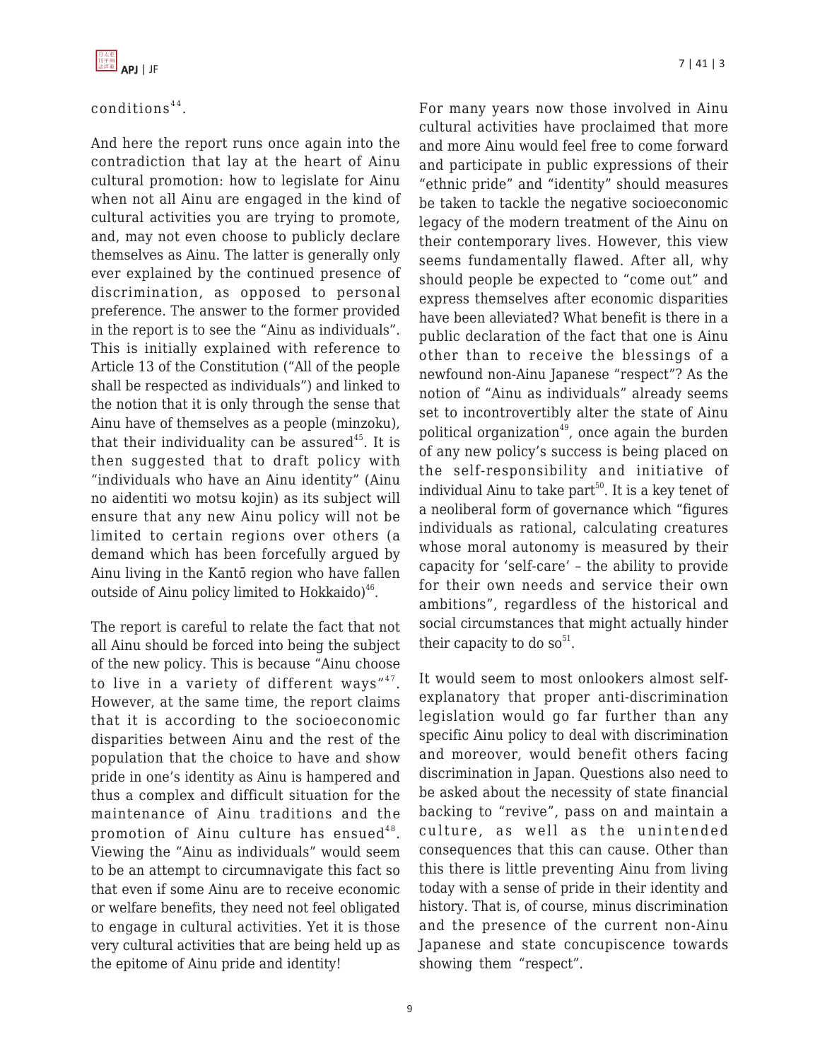conditions[44].

And here the report runs once again into the contradiction that lay at the heart of Ainu cultural promotion: how to legislate for Ainu when not all Ainu are engaged in the kind of cultural activities you are trying to promote, and, may not even choose to publicly declare themselves as Ainu. The latter is generally only ever explained by the continued presence of discrimination, as opposed to personal preference. The answer to the former provided in the report is to see the "Ainu as individuals". This is initially explained with reference to Article 13 of the Constitution ("All of the people shall be respected as individuals") and linked to the notion that it is only through the sense that Ainu have of themselves as a people (minzoku), that their individuality can be assured[45]. It is then suggested that to draft policy with "individuals who have an Ainu identity" (Ainu no aidentiti wo motsu kojin) as its subject will ensure that any new Ainu policy will not be limited to certain regions over others (a demand which has been forcefully argued by Ainu living in the Kantō region who have fallen outside of Ainu policy limited to Hokkaido)[46].

The report is careful to relate the fact that not all Ainu should be forced into being the subject of the new policy. This is because "Ainu choose to live in a variety of different ways"[47]. However, at the same time, the report claims that it is according to the socioeconomic disparities between Ainu and the rest of the population that the choice to have and show pride in one's identity as Ainu is hampered and thus a complex and difficult situation for the maintenance of Ainu traditions and the promotion of Ainu culture has ensued[48]. Viewing the "Ainu as individuals" would seem to be an attempt to circumnavigate this fact so that even if some Ainu are to receive economic or welfare benefits, they need not feel obligated to engage in cultural activities. Yet it is those very cultural activities that are being held up as the epitome of Ainu pride and identity!

For many years now those involved in Ainu cultural activities have proclaimed that more and more Ainu would feel free to come forward and participate in public expressions of their "ethnic pride" and "identity" should measures be taken to tackle the negative socioeconomic legacy of the modern treatment of the Ainu on their contemporary lives. However, this view seems fundamentally flawed. After all, why should people be expected to "come out" and express themselves after economic disparities have been alleviated? What benefit is there in a public declaration of the fact that one is Ainu other than to receive the blessings of a newfound non-Ainu Japanese "respect"? As the notion of "Ainu as individuals" already seems set to incontrovertibly alter the state of Ainu political organization[49], once again the burden of any new policy's success is being placed on the self-responsibility and initiative of individual Ainu to take part[50]. It is a key tenet of a neoliberal form of governance which "figures individuals as rational, calculating creatures whose moral autonomy is measured by their capacity for 'self-care' – the ability to provide for their own needs and service their own ambitions", regardless of the historical and social circumstances that might actually hinder their capacity to do so[51].

It would seem to most onlookers almost self-explanatory that proper anti-discrimination legislation would go far further than any specific Ainu policy to deal with discrimination and moreover, would benefit others facing discrimination in Japan. Questions also need to be asked about the necessity of state financial backing to "revive", pass on and maintain a culture, as well as the unintended consequences that this can cause. Other than this there is little preventing Ainu from living today with a sense of pride in their identity and history. That is, of course, minus discrimination and the presence of the current non-Ainu Japanese and state concupiscence towards showing them "respect".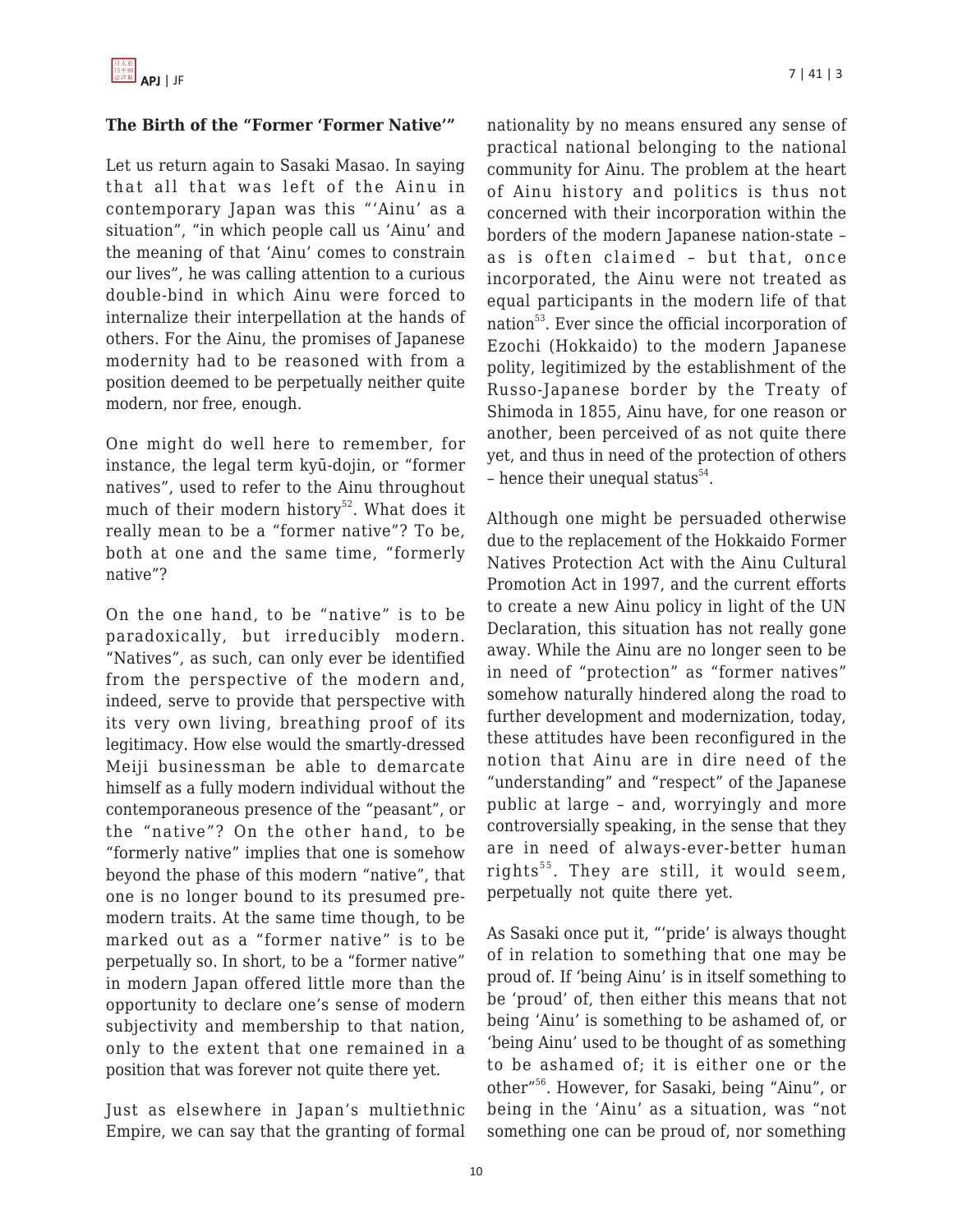### The Birth of the "Former 'Former Native'"

Let us return again to Sasaki Masao. In saying that all that was left of the Ainu in contemporary Japan was this "'Ainu' as a situation", "in which people call us 'Ainu' and the meaning of that 'Ainu' comes to constrain our lives", he was calling attention to a curious double-bind in which Ainu were forced to internalize their interpellation at the hands of others. For the Ainu, the promises of Japanese modernity had to be reasoned with from a position deemed to be perpetually neither quite modern, nor free, enough.

One might do well here to remember, for instance, the legal term kyū-dojin, or "former natives", used to refer to the Ainu throughout much of their modern history[52]. What does it really mean to be a "former native"? To be, both at one and the same time, "formerly native"?

On the one hand, to be "native" is to be paradoxically, but irreducibly modern. "Natives", as such, can only ever be identified from the perspective of the modern and, indeed, serve to provide that perspective with its very own living, breathing proof of its legitimacy. How else would the smartly-dressed Meiji businessman be able to demarcate himself as a fully modern individual without the contemporaneous presence of the "peasant", or the "native"? On the other hand, to be "formerly native" implies that one is somehow beyond the phase of this modern "native", that one is no longer bound to its presumed pre-modern traits. At the same time though, to be marked out as a "former native" is to be perpetually so. In short, to be a "former native" in modern Japan offered little more than the opportunity to declare one's sense of modern subjectivity and membership to that nation, only to the extent that one remained in a position that was forever not quite there yet.

Just as elsewhere in Japan's multiethnic Empire, we can say that the granting of formal nationality by no means ensured any sense of practical national belonging to the national community for Ainu. The problem at the heart of Ainu history and politics is thus not concerned with their incorporation within the borders of the modern Japanese nation-state – as is often claimed – but that, once incorporated, the Ainu were not treated as equal participants in the modern life of that nation[53]. Ever since the official incorporation of Ezochi (Hokkaido) to the modern Japanese polity, legitimized by the establishment of the Russo-Japanese border by the Treaty of Shimoda in 1855, Ainu have, for one reason or another, been perceived of as not quite there yet, and thus in need of the protection of others – hence their unequal status[54].

Although one might be persuaded otherwise due to the replacement of the Hokkaido Former Natives Protection Act with the Ainu Cultural Promotion Act in 1997, and the current efforts to create a new Ainu policy in light of the UN Declaration, this situation has not really gone away. While the Ainu are no longer seen to be in need of "protection" as "former natives" somehow naturally hindered along the road to further development and modernization, today, these attitudes have been reconfigured in the notion that Ainu are in dire need of the "understanding" and "respect" of the Japanese public at large – and, worryingly and more controversially speaking, in the sense that they are in need of always-ever-better human rights[55]. They are still, it would seem, perpetually not quite there yet.

As Sasaki once put it, "'pride' is always thought of in relation to something that one may be proud of. If 'being Ainu' is in itself something to be 'proud' of, then either this means that not being 'Ainu' is something to be ashamed of, or 'being Ainu' used to be thought of as something to be ashamed of; it is either one or the other"[56]. However, for Sasaki, being "Ainu", or being in the 'Ainu' as a situation, was "not something one can be proud of, nor something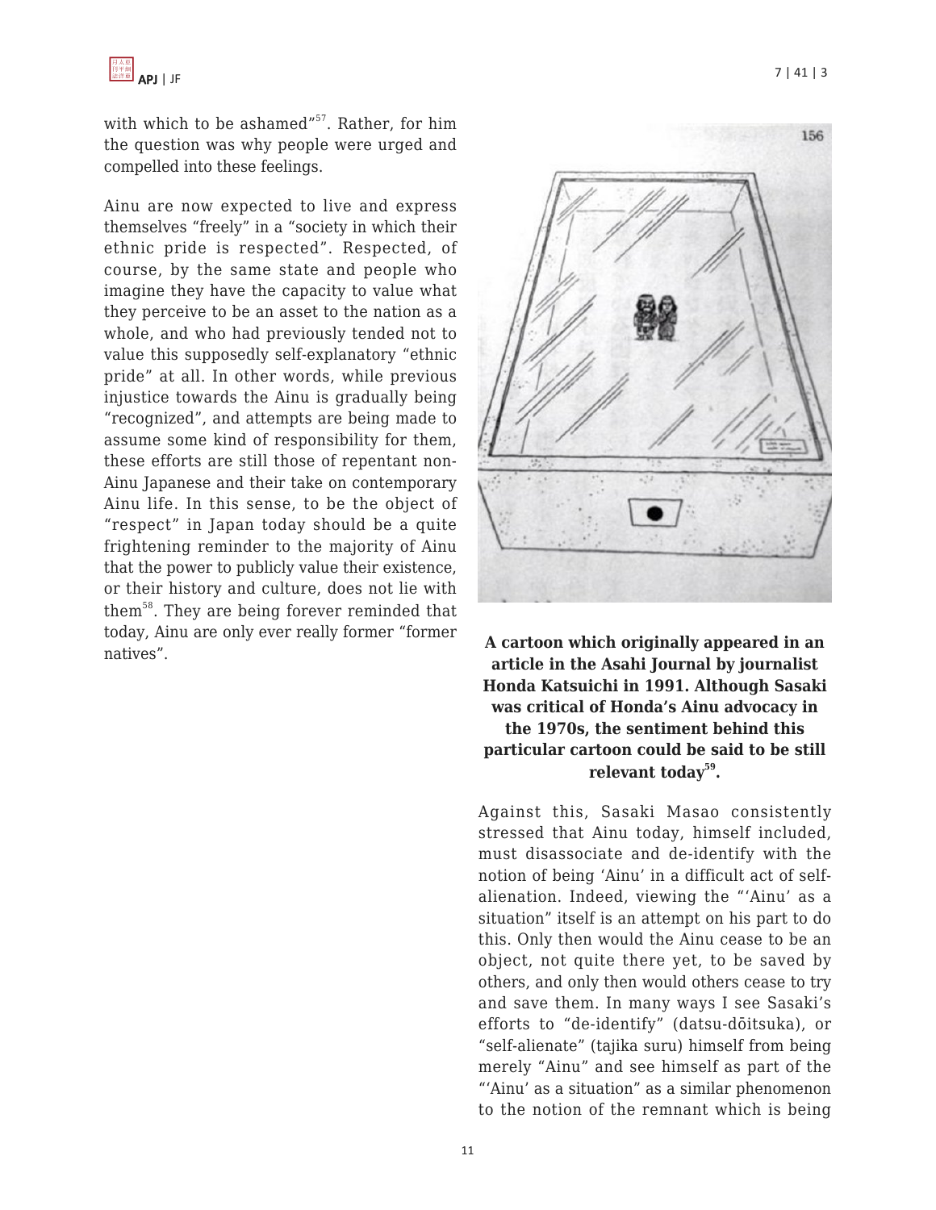with which to be ashamed"[57]. Rather, for him the question was why people were urged and compelled into these feelings.

Ainu are now expected to live and express themselves "freely" in a "society in which their ethnic pride is respected". Respected, of course, by the same state and people who imagine they have the capacity to value what they perceive to be an asset to the nation as a whole, and who had previously tended not to value this supposedly self-explanatory "ethnic pride" at all. In other words, while previous injustice towards the Ainu is gradually being "recognized", and attempts are being made to assume some kind of responsibility for them, these efforts are still those of repentant non-Ainu Japanese and their take on contemporary Ainu life. In this sense, to be the object of "respect" in Japan today should be a quite frightening reminder to the majority of Ainu that the power to publicly value their existence, or their history and culture, does not lie with them[58]. They are being forever reminded that today, Ainu are only ever really former "former natives".

**A cartoon which originally appeared in an article in the Asahi Journal by journalist Honda Katsuichi in 1991. Although Sasaki was critical of Honda's Ainu advocacy in the 1970s, the sentiment behind this particular cartoon could be said to be still relevant today[59].**

Against this, Sasaki Masao consistently stressed that Ainu today, himself included, must disassociate and de-identify with the notion of being 'Ainu' in a difficult act of self-alienation. Indeed, viewing the "'Ainu' as a situation" itself is an attempt on his part to do this. Only then would the Ainu cease to be an object, not quite there yet, to be saved by others, and only then would others cease to try and save them. In many ways I see Sasaki's efforts to "de-identify" (datsu-dōitsuka), or "self-alienate" (tajika suru) himself from being merely "Ainu" and see himself as part of the "'Ainu' as a situation" as a similar phenomenon to the notion of the remnant which is being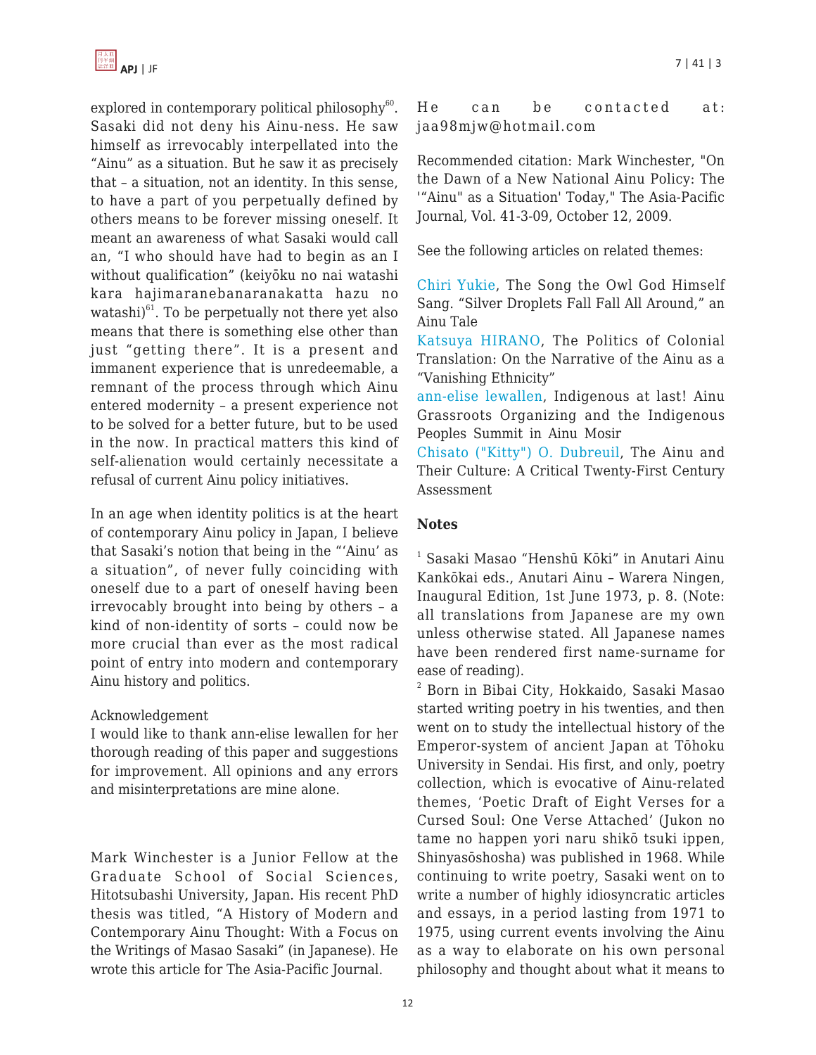explored in contemporary political philosophy[60]. Sasaki did not deny his Ainu-ness. He saw himself as irrevocably interpellated into the "Ainu" as a situation. But he saw it as precisely that – a situation, not an identity. In this sense, to have a part of you perpetually defined by others means to be forever missing oneself. It meant an awareness of what Sasaki would call an, "I who should have had to begin as an I without qualification" (keiyōku no nai watashi kara hajimaranebanaranakatta hazu no watashi)[61]. To be perpetually not there yet also means that there is something else other than just "getting there". It is a present and immanent experience that is unredeemable, a remnant of the process through which Ainu entered modernity – a present experience not to be solved for a better future, but to be used in the now. In practical matters this kind of self-alienation would certainly necessitate a refusal of current Ainu policy initiatives.

In an age when identity politics is at the heart of contemporary Ainu policy in Japan, I believe that Sasaki's notion that being in the "'Ainu' as a situation", of never fully coinciding with oneself due to a part of oneself having been irrevocably brought into being by others – a kind of non-identity of sorts – could now be more crucial than ever as the most radical point of entry into modern and contemporary Ainu history and politics.

Acknowledgement

I would like to thank ann-elise lewallen for her thorough reading of this paper and suggestions for improvement. All opinions and any errors and misinterpretations are mine alone.

Mark Winchester is a Junior Fellow at the Graduate School of Social Sciences, Hitotsubashi University, Japan. His recent PhD thesis was titled, "A History of Modern and Contemporary Ainu Thought: With a Focus on the Writings of Masao Sasaki" (in Japanese). He wrote this article for The Asia-Pacific Journal.

He can be contacted at: jaa98mjw@hotmail.com

Recommended citation: Mark Winchester, "On the Dawn of a New National Ainu Policy: The '"Ainu" as a Situation' Today," The Asia-Pacific Journal, Vol. 41-3-09, October 12, 2009.

See the following articles on related themes:

Chiri Yukie, The Song the Owl God Himself Sang. "Silver Droplets Fall Fall All Around," an Ainu Tale

Katsuya HIRANO, The Politics of Colonial Translation: On the Narrative of the Ainu as a "Vanishing Ethnicity"

ann-elise lewallen, Indigenous at last! Ainu Grassroots Organizing and the Indigenous Peoples Summit in Ainu Mosir

Chisato ("Kitty") O. Dubreuil, The Ainu and Their Culture: A Critical Twenty-First Century Assessment

## Notes

[1] Sasaki Masao "Henshū Kōki" in Anutari Ainu Kankōkai eds., Anutari Ainu – Warera Ningen, Inaugural Edition, 1st June 1973, p. 8. (Note: all translations from Japanese are my own unless otherwise stated. All Japanese names have been rendered first name-surname for ease of reading).

[2] Born in Bibai City, Hokkaido, Sasaki Masao started writing poetry in his twenties, and then went on to study the intellectual history of the Emperor-system of ancient Japan at Tōhoku University in Sendai. His first, and only, poetry collection, which is evocative of Ainu-related themes, 'Poetic Draft of Eight Verses for a Cursed Soul: One Verse Attached' (Jukon no tame no happen yori naru shikō tsuki ippen, Shinyasōshosha) was published in 1968. While continuing to write poetry, Sasaki went on to write a number of highly idiosyncratic articles and essays, in a period lasting from 1971 to 1975, using current events involving the Ainu as a way to elaborate on his own personal philosophy and thought about what it means to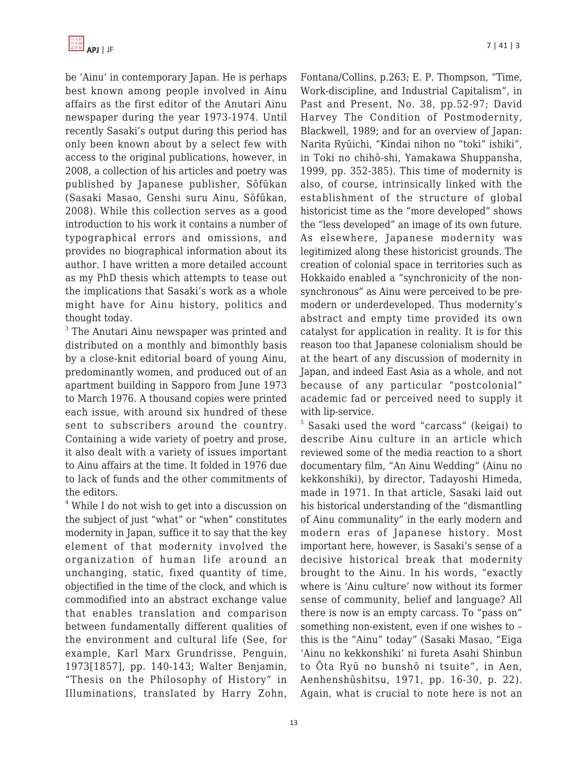be 'Ainu' in contemporary Japan. He is perhaps best known among people involved in Ainu affairs as the first editor of the Anutari Ainu newspaper during the year 1973-1974. Until recently Sasaki's output during this period has only been known about by a select few with access to the original publications, however, in 2008, a collection of his articles and poetry was published by Japanese publisher, Sōfūkan (Sasaki Masao, Genshi suru Ainu, Sōfūkan, 2008). While this collection serves as a good introduction to his work it contains a number of typographical errors and omissions, and provides no biographical information about its author. I have written a more detailed account as my PhD thesis which attempts to tease out the implications that Sasaki's work as a whole might have for Ainu history, politics and thought today.

[3] The Anutari Ainu newspaper was printed and distributed on a monthly and bimonthly basis by a close-knit editorial board of young Ainu, predominantly women, and produced out of an apartment building in Sapporo from June 1973 to March 1976. A thousand copies were printed each issue, with around six hundred of these sent to subscribers around the country. Containing a wide variety of poetry and prose, it also dealt with a variety of issues important to Ainu affairs at the time. It folded in 1976 due to lack of funds and the other commitments of the editors.

[4] While I do not wish to get into a discussion on the subject of just "what" or "when" constitutes modernity in Japan, suffice it to say that the key element of that modernity involved the organization of human life around an unchanging, static, fixed quantity of time, objectified in the time of the clock, and which is commodified into an abstract exchange value that enables translation and comparison between fundamentally different qualities of the environment and cultural life (See, for example, Karl Marx Grundrisse, Penguin, 1973[1857], pp. 140-143; Walter Benjamin, "Thesis on the Philosophy of History" in Illuminations, translated by Harry Zohn, Fontana/Collins, p.263; E. P. Thompson, "Time, Work-discipline, and Industrial Capitalism", in Past and Present, No. 38, pp.52-97; David Harvey The Condition of Postmodernity, Blackwell, 1989; and for an overview of Japan: Narita Ryūichi, "Kindai nihon no "toki" ishiki", in Toki no chihō-shi, Yamakawa Shuppansha, 1999, pp. 352-385). This time of modernity is also, of course, intrinsically linked with the establishment of the structure of global historicist time as the "more developed" shows the "less developed" an image of its own future. As elsewhere, Japanese modernity was legitimized along these historicist grounds. The creation of colonial space in territories such as Hokkaido enabled a "synchronicity of the non-synchronous" as Ainu were perceived to be pre-modern or underdeveloped. Thus modernity's abstract and empty time provided its own catalyst for application in reality. It is for this reason too that Japanese colonialism should be at the heart of any discussion of modernity in Japan, and indeed East Asia as a whole, and not because of any particular "postcolonial" academic fad or perceived need to supply it with lip-service.

[5] Sasaki used the word "carcass" (keigai) to describe Ainu culture in an article which reviewed some of the media reaction to a short documentary film, "An Ainu Wedding" (Ainu no kekkonshiki), by director, Tadayoshi Himeda, made in 1971. In that article, Sasaki laid out his historical understanding of the "dismantling of Ainu communality" in the early modern and modern eras of Japanese history. Most important here, however, is Sasaki's sense of a decisive historical break that modernity brought to the Ainu. In his words, "exactly where is 'Ainu culture' now without its former sense of community, belief and language? All there is now is an empty carcass. To "pass on" something non-existent, even if one wishes to – this is the "Ainu" today" (Sasaki Masao, "Eiga 'Ainu no kekkonshiki' ni fureta Asahi Shinbun to Ōta Ryū no bunshō ni tsuite", in Aen, Aenhenshūshitsu, 1971, pp. 16-30, p. 22). Again, what is crucial to note here is not an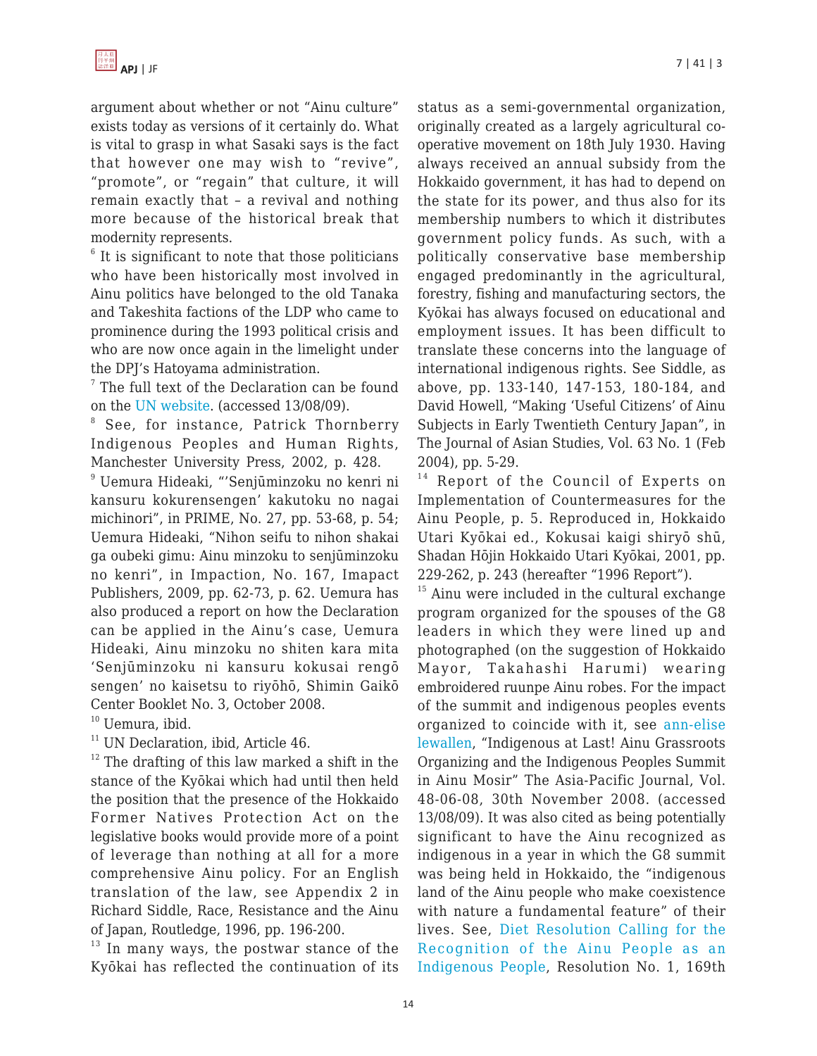argument about whether or not "Ainu culture" exists today as versions of it certainly do. What is vital to grasp in what Sasaki says is the fact that however one may wish to "revive", "promote", or "regain" that culture, it will remain exactly that – a revival and nothing more because of the historical break that modernity represents.

[6] It is significant to note that those politicians who have been historically most involved in Ainu politics have belonged to the old Tanaka and Takeshita factions of the LDP who came to prominence during the 1993 political crisis and who are now once again in the limelight under the DPJ's Hatoyama administration.

[7] The full text of the Declaration can be found on the UN website. (accessed 13/08/09).

[8] See, for instance, Patrick Thornberry Indigenous Peoples and Human Rights, Manchester University Press, 2002, p. 428.

[9] Uemura Hideaki, "'Senjūminzoku no kenri ni kansuru kokurensengen' kakutoku no nagai michinori", in PRIME, No. 27, pp. 53-68, p. 54; Uemura Hideaki, "Nihon seifu to nihon shakai ga oubeki gimu: Ainu minzoku to senjūminzoku no kenri", in Impaction, No. 167, Imapact Publishers, 2009, pp. 62-73, p. 62. Uemura has also produced a report on how the Declaration can be applied in the Ainu's case, Uemura Hideaki, Ainu minzoku no shiten kara mita 'Senjūminzoku ni kansuru kokusai rengō sengen' no kaisetsu to riyōhō, Shimin Gaikō Center Booklet No. 3, October 2008.

[10] Uemura, ibid.

[11] UN Declaration, ibid, Article 46.

[12] The drafting of this law marked a shift in the stance of the Kyōkai which had until then held the position that the presence of the Hokkaido Former Natives Protection Act on the legislative books would provide more of a point of leverage than nothing at all for a more comprehensive Ainu policy. For an English translation of the law, see Appendix 2 in Richard Siddle, Race, Resistance and the Ainu of Japan, Routledge, 1996, pp. 196-200.

[13] In many ways, the postwar stance of the Kyōkai has reflected the continuation of its status as a semi-governmental organization, originally created as a largely agricultural co-operative movement on 18th July 1930. Having always received an annual subsidy from the Hokkaido government, it has had to depend on the state for its power, and thus also for its membership numbers to which it distributes government policy funds. As such, with a politically conservative base membership engaged predominantly in the agricultural, forestry, fishing and manufacturing sectors, the Kyōkai has always focused on educational and employment issues. It has been difficult to translate these concerns into the language of international indigenous rights. See Siddle, as above, pp. 133-140, 147-153, 180-184, and David Howell, "Making 'Useful Citizens' of Ainu Subjects in Early Twentieth Century Japan", in The Journal of Asian Studies, Vol. 63 No. 1 (Feb 2004), pp. 5-29.

[14] Report of the Council of Experts on Implementation of Countermeasures for the Ainu People, p. 5. Reproduced in, Hokkaido Utari Kyōkai ed., Kokusai kaigi shiryō shū, Shadan Hōjin Hokkaido Utari Kyōkai, 2001, pp. 229-262, p. 243 (hereafter "1996 Report").

[15] Ainu were included in the cultural exchange program organized for the spouses of the G8 leaders in which they were lined up and photographed (on the suggestion of Hokkaido Mayor, Takahashi Harumi) wearing embroidered ruunpe Ainu robes. For the impact of the summit and indigenous peoples events organized to coincide with it, see ann-elise lewallen, "Indigenous at Last! Ainu Grassroots Organizing and the Indigenous Peoples Summit in Ainu Mosir" The Asia-Pacific Journal, Vol. 48-06-08, 30th November 2008. (accessed 13/08/09). It was also cited as being potentially significant to have the Ainu recognized as indigenous in a year in which the G8 summit was being held in Hokkaido, the "indigenous land of the Ainu people who make coexistence with nature a fundamental feature" of their lives. See, Diet Resolution Calling for the Recognition of the Ainu People as an Indigenous People, Resolution No. 1, 169th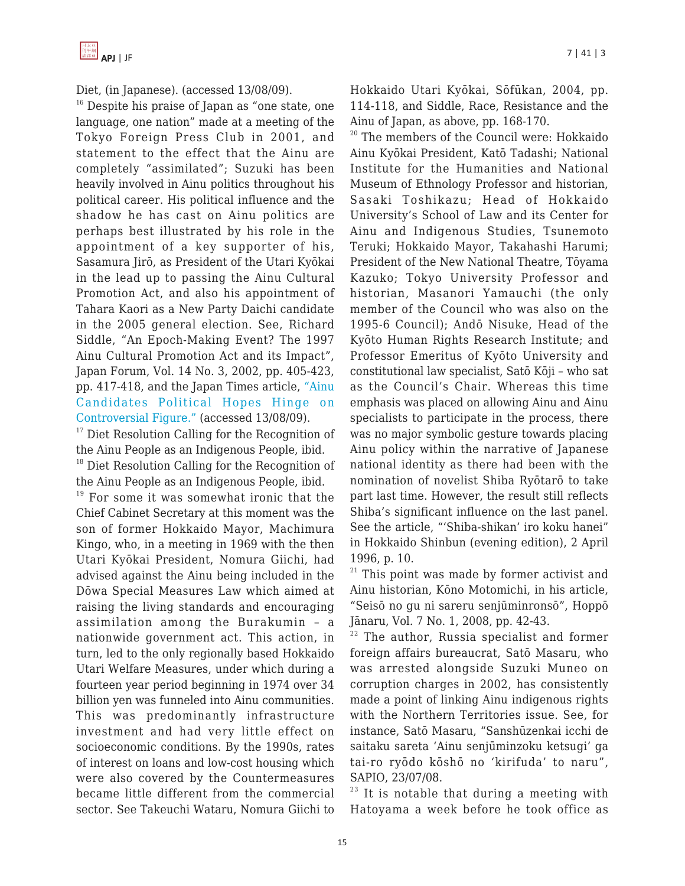Diet, (in Japanese). (accessed 13/08/09).

[16] Despite his praise of Japan as "one state, one language, one nation" made at a meeting of the Tokyo Foreign Press Club in 2001, and statement to the effect that the Ainu are completely "assimilated"; Suzuki has been heavily involved in Ainu politics throughout his political career. His political influence and the shadow he has cast on Ainu politics are perhaps best illustrated by his role in the appointment of a key supporter of his, Sasamura Jirō, as President of the Utari Kyōkai in the lead up to passing the Ainu Cultural Promotion Act, and also his appointment of Tahara Kaori as a New Party Daichi candidate in the 2005 general election. See, Richard Siddle, "An Epoch-Making Event? The 1997 Ainu Cultural Promotion Act and its Impact", Japan Forum, Vol. 14 No. 3, 2002, pp. 405-423, pp. 417-418, and the Japan Times article, "Ainu Candidates Political Hopes Hinge on Controversial Figure." (accessed 13/08/09).

[17] Diet Resolution Calling for the Recognition of the Ainu People as an Indigenous People, ibid.

[18] Diet Resolution Calling for the Recognition of the Ainu People as an Indigenous People, ibid.

[19] For some it was somewhat ironic that the Chief Cabinet Secretary at this moment was the son of former Hokkaido Mayor, Machimura Kingo, who, in a meeting in 1969 with the then Utari Kyōkai President, Nomura Giichi, had advised against the Ainu being included in the Dōwa Special Measures Law which aimed at raising the living standards and encouraging assimilation among the Burakumin – a nationwide government act. This action, in turn, led to the only regionally based Hokkaido Utari Welfare Measures, under which during a fourteen year period beginning in 1974 over 34 billion yen was funneled into Ainu communities. This was predominantly infrastructure investment and had very little effect on socioeconomic conditions. By the 1990s, rates of interest on loans and low-cost housing which were also covered by the Countermeasures became little different from the commercial sector. See Takeuchi Wataru, Nomura Giichi to Hokkaido Utari Kyōkai, Sōfūkan, 2004, pp. 114-118, and Siddle, Race, Resistance and the Ainu of Japan, as above, pp. 168-170.

[20] The members of the Council were: Hokkaido Ainu Kyōkai President, Katō Tadashi; National Institute for the Humanities and National Museum of Ethnology Professor and historian, Sasaki Toshikazu; Head of Hokkaido University's School of Law and its Center for Ainu and Indigenous Studies, Tsunemoto Teruki; Hokkaido Mayor, Takahashi Harumi; President of the New National Theatre, Tōyama Kazuko; Tokyo University Professor and historian, Masanori Yamauchi (the only member of the Council who was also on the 1995-6 Council); Andō Nisuke, Head of the Kyōto Human Rights Research Institute; and Professor Emeritus of Kyōto University and constitutional law specialist, Satō Kōji – who sat as the Council's Chair. Whereas this time emphasis was placed on allowing Ainu and Ainu specialists to participate in the process, there was no major symbolic gesture towards placing Ainu policy within the narrative of Japanese national identity as there had been with the nomination of novelist Shiba Ryōtarō to take part last time. However, the result still reflects Shiba's significant influence on the last panel. See the article, "'Shiba-shikan' iro koku hanei" in Hokkaido Shinbun (evening edition), 2 April 1996, p. 10.

[21] This point was made by former activist and Ainu historian, Kōno Motomichi, in his article, "Seisō no gu ni sareru senjūminronsō", Hoppō Jānaru, Vol. 7 No. 1, 2008, pp. 42-43.

[22] The author, Russia specialist and former foreign affairs bureaucrat, Satō Masaru, who was arrested alongside Suzuki Muneo on corruption charges in 2002, has consistently made a point of linking Ainu indigenous rights with the Northern Territories issue. See, for instance, Satō Masaru, "Sanshūzenkai icchi de saitaku sareta 'Ainu senjūminzoku ketsugi' ga tai-ro ryōdo kōshō no 'kirifuda' to naru", SAPIO, 23/07/08.

[23] It is notable that during a meeting with Hatoyama a week before he took office as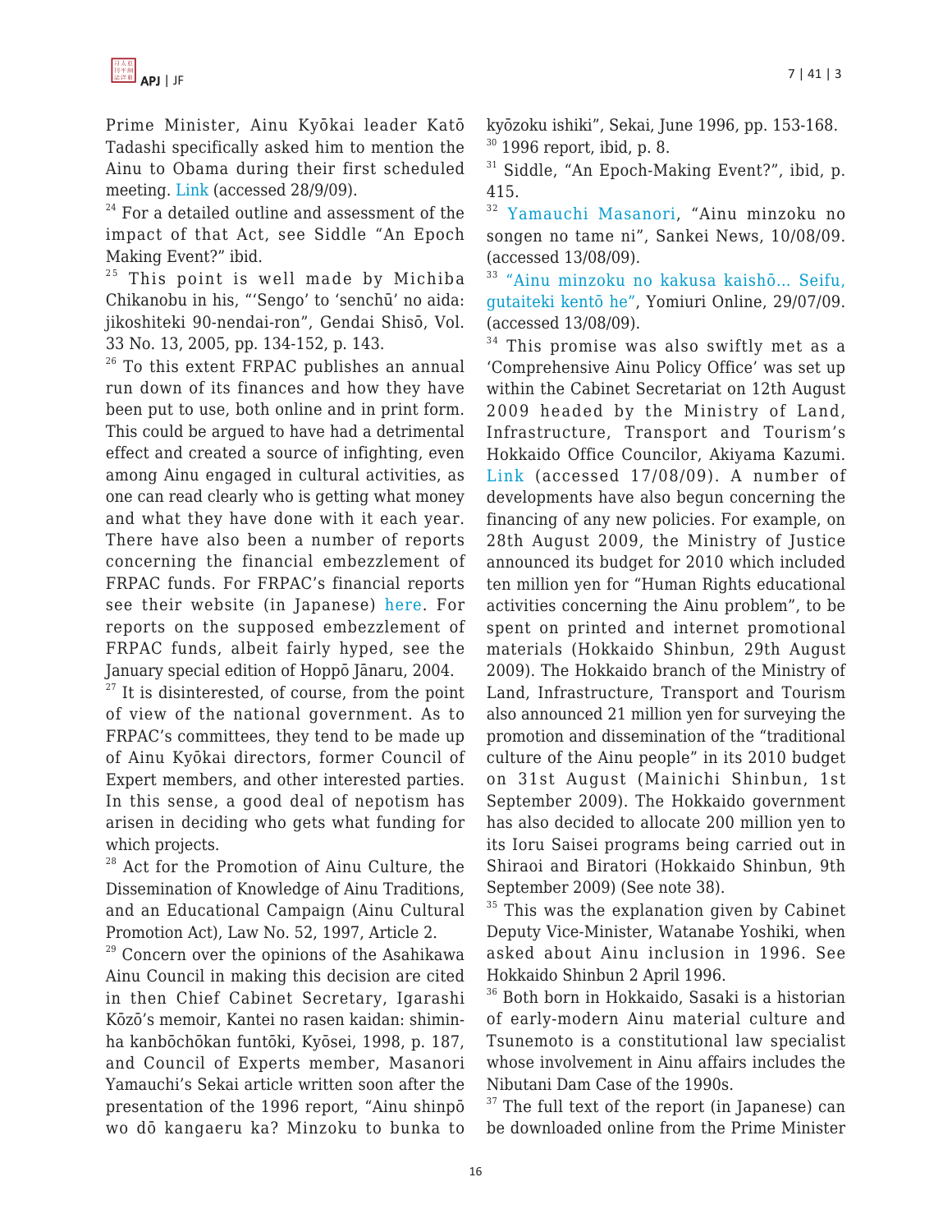Prime Minister, Ainu Kyōkai leader Katō Tadashi specifically asked him to mention the Ainu to Obama during their first scheduled meeting. Link (accessed 28/9/09).

[24] For a detailed outline and assessment of the impact of that Act, see Siddle "An Epoch Making Event?" ibid.

[25] This point is well made by Michiba Chikanobu in his, "'Sengo' to 'senchū' no aida: jikoshiteki 90-nendai-ron", Gendai Shisō, Vol. 33 No. 13, 2005, pp. 134-152, p. 143.

[26] To this extent FRPAC publishes an annual run down of its finances and how they have been put to use, both online and in print form. This could be argued to have had a detrimental effect and created a source of infighting, even among Ainu engaged in cultural activities, as one can read clearly who is getting what money and what they have done with it each year. There have also been a number of reports concerning the financial embezzlement of FRPAC funds. For FRPAC's financial reports see their website (in Japanese) here. For reports on the supposed embezzlement of FRPAC funds, albeit fairly hyped, see the January special edition of Hoppō Jānaru, 2004.

[27] It is disinterested, of course, from the point of view of the national government. As to FRPAC's committees, they tend to be made up of Ainu Kyōkai directors, former Council of Expert members, and other interested parties. In this sense, a good deal of nepotism has arisen in deciding who gets what funding for which projects.

[28] Act for the Promotion of Ainu Culture, the Dissemination of Knowledge of Ainu Traditions, and an Educational Campaign (Ainu Cultural Promotion Act), Law No. 52, 1997, Article 2.

[29] Concern over the opinions of the Asahikawa Ainu Council in making this decision are cited in then Chief Cabinet Secretary, Igarashi Kōzō's memoir, Kantei no rasen kaidan: shiminha kanbōchōkan funtōki, Kyōsei, 1998, p. 187, and Council of Experts member, Masanori Yamauchi's Sekai article written soon after the presentation of the 1996 report, "Ainu shinpō wo dō kangaeru ka? Minzoku to bunka to kyōzoku ishiki", Sekai, June 1996, pp. 153-168.

[30] 1996 report, ibid, p. 8.

[31] Siddle, "An Epoch-Making Event?", ibid, p. 415.

[32] Yamauchi Masanori, "Ainu minzoku no songen no tame ni", Sankei News, 10/08/09. (accessed 13/08/09).

[33] "Ainu minzoku no kakusa kaishō... Seifu, gutaiteki kentō he", Yomiuri Online, 29/07/09. (accessed 13/08/09).

[34] This promise was also swiftly met as a 'Comprehensive Ainu Policy Office' was set up within the Cabinet Secretariat on 12th August 2009 headed by the Ministry of Land, Infrastructure, Transport and Tourism's Hokkaido Office Councilor, Akiyama Kazumi. Link (accessed 17/08/09). A number of developments have also begun concerning the financing of any new policies. For example, on 28th August 2009, the Ministry of Justice announced its budget for 2010 which included ten million yen for "Human Rights educational activities concerning the Ainu problem", to be spent on printed and internet promotional materials (Hokkaido Shinbun, 29th August 2009). The Hokkaido branch of the Ministry of Land, Infrastructure, Transport and Tourism also announced 21 million yen for surveying the promotion and dissemination of the "traditional culture of the Ainu people" in its 2010 budget on 31st August (Mainichi Shinbun, 1st September 2009). The Hokkaido government has also decided to allocate 200 million yen to its Ioru Saisei programs being carried out in Shiraoi and Biratori (Hokkaido Shinbun, 9th September 2009) (See note 38).

[35] This was the explanation given by Cabinet Deputy Vice-Minister, Watanabe Yoshiki, when asked about Ainu inclusion in 1996. See Hokkaido Shinbun 2 April 1996.

[36] Both born in Hokkaido, Sasaki is a historian of early-modern Ainu material culture and Tsunemoto is a constitutional law specialist whose involvement in Ainu affairs includes the Nibutani Dam Case of the 1990s.

[37] The full text of the report (in Japanese) can be downloaded online from the Prime Minister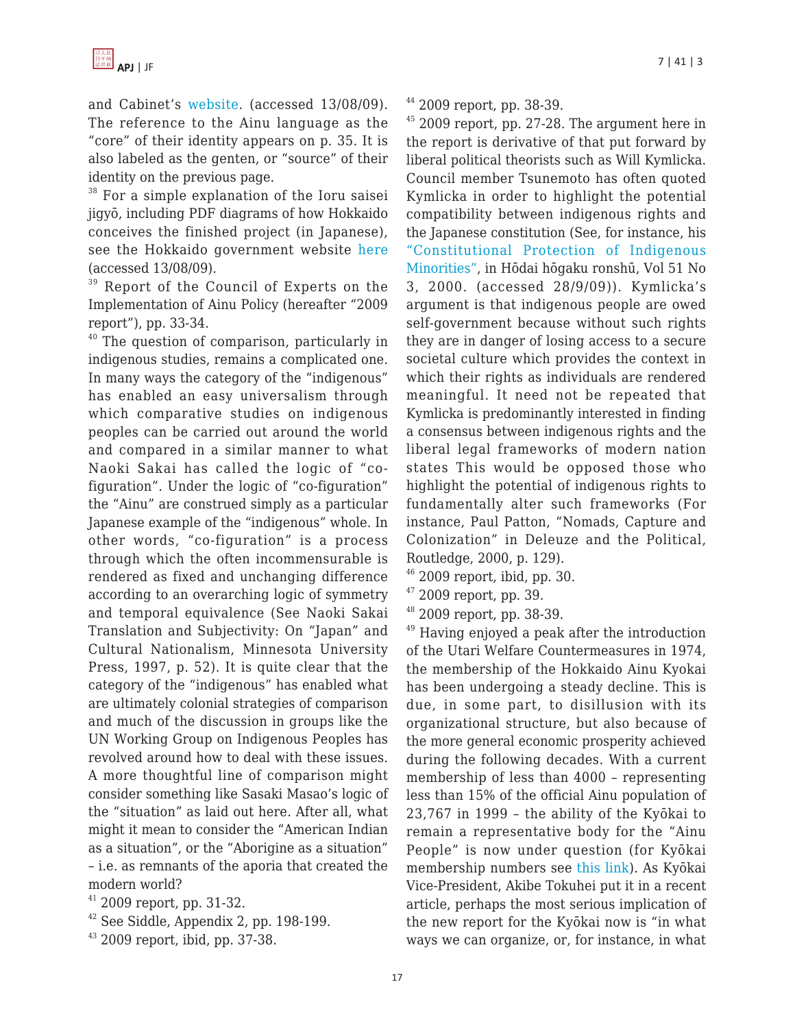and Cabinet's website. (accessed 13/08/09). The reference to the Ainu language as the "core" of their identity appears on p. 35. It is also labeled as the genten, or "source" of their identity on the previous page.

[38] For a simple explanation of the Ioru saisei jigyō, including PDF diagrams of how Hokkaido conceives the finished project (in Japanese), see the Hokkaido government website here (accessed 13/08/09).

[39] Report of the Council of Experts on the Implementation of Ainu Policy (hereafter "2009 report"), pp. 33-34.

[40] The question of comparison, particularly in indigenous studies, remains a complicated one. In many ways the category of the "indigenous" has enabled an easy universalism through which comparative studies on indigenous peoples can be carried out around the world and compared in a similar manner to what Naoki Sakai has called the logic of "co-figuration". Under the logic of "co-figuration" the "Ainu" are construed simply as a particular Japanese example of the "indigenous" whole. In other words, "co-figuration" is a process through which the often incommensurable is rendered as fixed and unchanging difference according to an overarching logic of symmetry and temporal equivalence (See Naoki Sakai Translation and Subjectivity: On "Japan" and Cultural Nationalism, Minnesota University Press, 1997, p. 52). It is quite clear that the category of the "indigenous" has enabled what are ultimately colonial strategies of comparison and much of the discussion in groups like the UN Working Group on Indigenous Peoples has revolved around how to deal with these issues. A more thoughtful line of comparison might consider something like Sasaki Masao's logic of the "situation" as laid out here. After all, what might it mean to consider the "American Indian as a situation", or the "Aborigine as a situation" – i.e. as remnants of the aporia that created the modern world?

[41] 2009 report, pp. 31-32.

[42] See Siddle, Appendix 2, pp. 198-199.

[43] 2009 report, ibid, pp. 37-38.

[44] 2009 report, pp. 38-39.

[45] 2009 report, pp. 27-28. The argument here in the report is derivative of that put forward by liberal political theorists such as Will Kymlicka. Council member Tsunemoto has often quoted Kymlicka in order to highlight the potential compatibility between indigenous rights and the Japanese constitution (See, for instance, his "Constitutional Protection of Indigenous Minorities", in Hōdai hōgaku ronshū, Vol 51 No 3, 2000. (accessed 28/9/09)). Kymlicka's argument is that indigenous people are owed self-government because without such rights they are in danger of losing access to a secure societal culture which provides the context in which their rights as individuals are rendered meaningful. It need not be repeated that Kymlicka is predominantly interested in finding a consensus between indigenous rights and the liberal legal frameworks of modern nation states This would be opposed those who highlight the potential of indigenous rights to fundamentally alter such frameworks (For instance, Paul Patton, "Nomads, Capture and Colonization" in Deleuze and the Political, Routledge, 2000, p. 129).

[46] 2009 report, ibid, pp. 30.

[47] 2009 report, pp. 39.

[48] 2009 report, pp. 38-39.

[49] Having enjoyed a peak after the introduction of the Utari Welfare Countermeasures in 1974, the membership of the Hokkaido Ainu Kyokai has been undergoing a steady decline. This is due, in some part, to disillusion with its organizational structure, but also because of the more general economic prosperity achieved during the following decades. With a current membership of less than 4000 – representing less than 15% of the official Ainu population of 23,767 in 1999 – the ability of the Kyōkai to remain a representative body for the "Ainu People" is now under question (for Kyōkai membership numbers see this link). As Kyōkai Vice-President, Akibe Tokuhei put it in a recent article, perhaps the most serious implication of the new report for the Kyōkai now is "in what ways we can organize, or, for instance, in what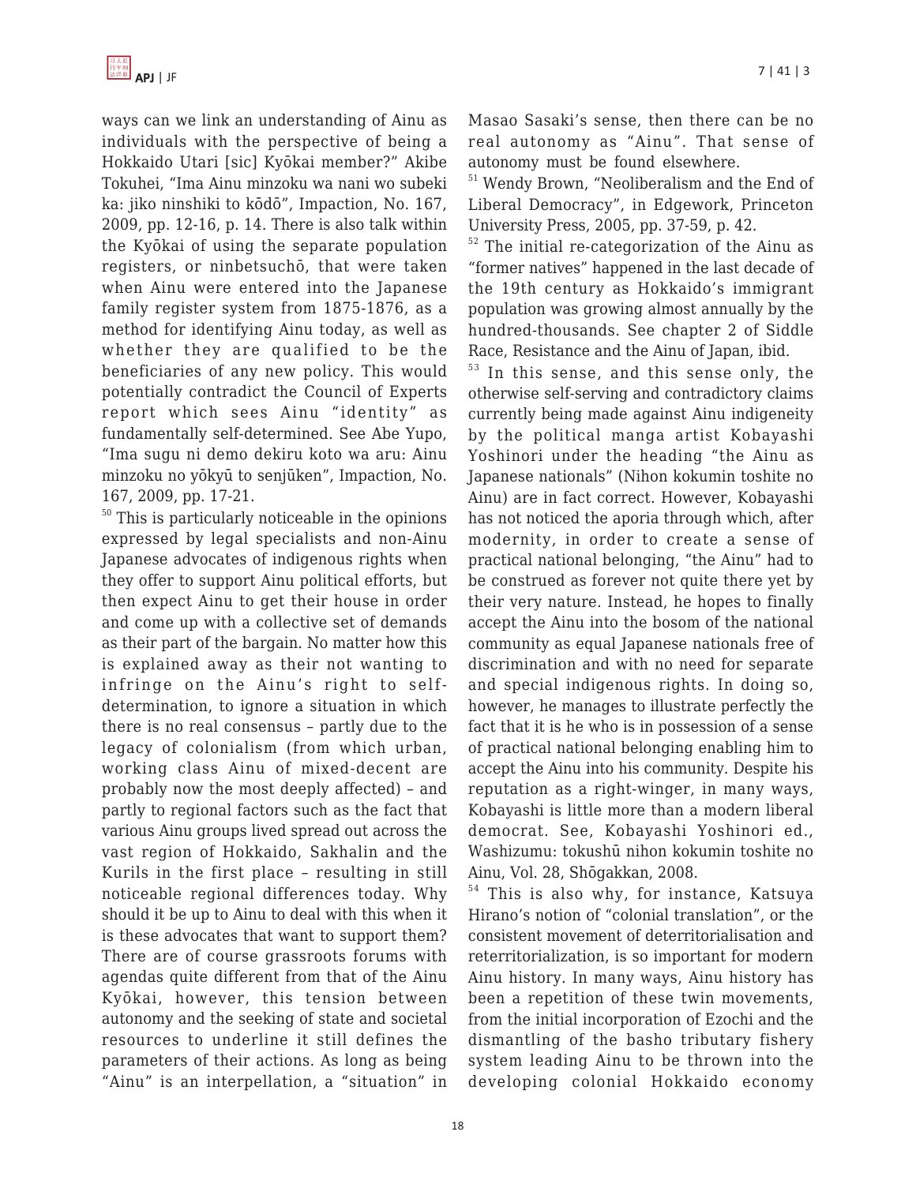ways can we link an understanding of Ainu as individuals with the perspective of being a Hokkaido Utari [sic] Kyōkai member?" Akibe Tokuhei, "Ima Ainu minzoku wa nani wo subeki ka: jiko ninshiki to kōdō", Impaction, No. 167, 2009, pp. 12-16, p. 14. There is also talk within the Kyōkai of using the separate population registers, or ninbetsuchō, that were taken when Ainu were entered into the Japanese family register system from 1875-1876, as a method for identifying Ainu today, as well as whether they are qualified to be the beneficiaries of any new policy. This would potentially contradict the Council of Experts report which sees Ainu "identity" as fundamentally self-determined. See Abe Yupo, "Ima sugu ni demo dekiru koto wa aru: Ainu minzoku no yōkyū to senjūken", Impaction, No. 167, 2009, pp. 17-21.

[50] This is particularly noticeable in the opinions expressed by legal specialists and non-Ainu Japanese advocates of indigenous rights when they offer to support Ainu political efforts, but then expect Ainu to get their house in order and come up with a collective set of demands as their part of the bargain. No matter how this is explained away as their not wanting to infringe on the Ainu's right to self-determination, to ignore a situation in which there is no real consensus – partly due to the legacy of colonialism (from which urban, working class Ainu of mixed-decent are probably now the most deeply affected) – and partly to regional factors such as the fact that various Ainu groups lived spread out across the vast region of Hokkaido, Sakhalin and the Kurils in the first place – resulting in still noticeable regional differences today. Why should it be up to Ainu to deal with this when it is these advocates that want to support them? There are of course grassroots forums with agendas quite different from that of the Ainu Kyōkai, however, this tension between autonomy and the seeking of state and societal resources to underline it still defines the parameters of their actions. As long as being "Ainu" is an interpellation, a "situation" in Masao Sasaki's sense, then there can be no real autonomy as "Ainu". That sense of autonomy must be found elsewhere.

[51] Wendy Brown, "Neoliberalism and the End of Liberal Democracy", in Edgework, Princeton University Press, 2005, pp. 37-59, p. 42.

[52] The initial re-categorization of the Ainu as "former natives" happened in the last decade of the 19th century as Hokkaido's immigrant population was growing almost annually by the hundred-thousands. See chapter 2 of Siddle Race, Resistance and the Ainu of Japan, ibid.

[53] In this sense, and this sense only, the otherwise self-serving and contradictory claims currently being made against Ainu indigeneity by the political manga artist Kobayashi Yoshinori under the heading "the Ainu as Japanese nationals" (Nihon kokumin toshite no Ainu) are in fact correct. However, Kobayashi has not noticed the aporia through which, after modernity, in order to create a sense of practical national belonging, "the Ainu" had to be construed as forever not quite there yet by their very nature. Instead, he hopes to finally accept the Ainu into the bosom of the national community as equal Japanese nationals free of discrimination and with no need for separate and special indigenous rights. In doing so, however, he manages to illustrate perfectly the fact that it is he who is in possession of a sense of practical national belonging enabling him to accept the Ainu into his community. Despite his reputation as a right-winger, in many ways, Kobayashi is little more than a modern liberal democrat. See, Kobayashi Yoshinori ed., Washizumu: tokushū nihon kokumin toshite no Ainu, Vol. 28, Shōgakkan, 2008.

[54] This is also why, for instance, Katsuya Hirano's notion of "colonial translation", or the consistent movement of deterritorialisation and reterritorialization, is so important for modern Ainu history. In many ways, Ainu history has been a repetition of these twin movements, from the initial incorporation of Ezochi and the dismantling of the basho tributary fishery system leading Ainu to be thrown into the developing colonial Hokkaido economy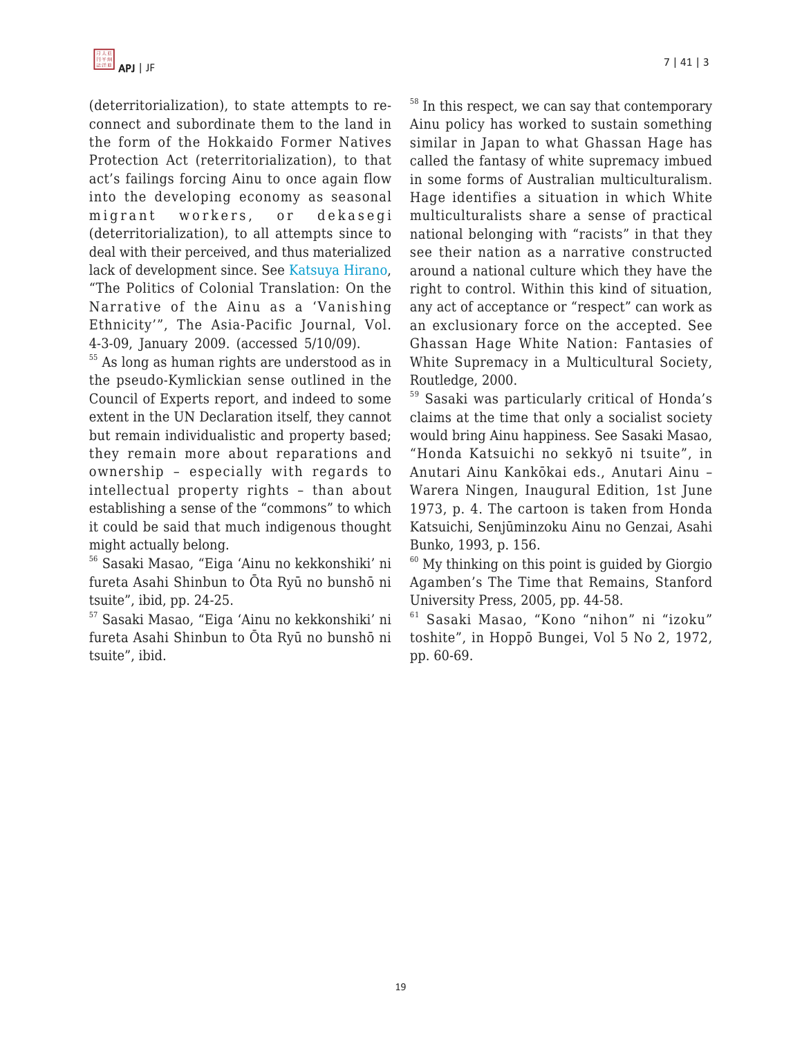(deterritorialization), to state attempts to re-connect and subordinate them to the land in the form of the Hokkaido Former Natives Protection Act (reterritorialization), to that act's failings forcing Ainu to once again flow into the developing economy as seasonal migrant workers, or dekasegi (deterritorialization), to all attempts since to deal with their perceived, and thus materialized lack of development since. See Katsuya Hirano, "The Politics of Colonial Translation: On the Narrative of the Ainu as a 'Vanishing Ethnicity'", The Asia-Pacific Journal, Vol. 4-3-09, January 2009. (accessed 5/10/09).

[55] As long as human rights are understood as in the pseudo-Kymlickian sense outlined in the Council of Experts report, and indeed to some extent in the UN Declaration itself, they cannot but remain individualistic and property based; they remain more about reparations and ownership – especially with regards to intellectual property rights – than about establishing a sense of the "commons" to which it could be said that much indigenous thought might actually belong.

[56] Sasaki Masao, "Eiga 'Ainu no kekkonshiki' ni fureta Asahi Shinbun to Ōta Ryū no bunshō ni tsuite", ibid, pp. 24-25.

[57] Sasaki Masao, "Eiga 'Ainu no kekkonshiki' ni fureta Asahi Shinbun to Ōta Ryū no bunshō ni tsuite", ibid.

[58] In this respect, we can say that contemporary Ainu policy has worked to sustain something similar in Japan to what Ghassan Hage has called the fantasy of white supremacy imbued in some forms of Australian multiculturalism. Hage identifies a situation in which White multiculturalists share a sense of practical national belonging with "racists" in that they see their nation as a narrative constructed around a national culture which they have the right to control. Within this kind of situation, any act of acceptance or "respect" can work as an exclusionary force on the accepted. See Ghassan Hage White Nation: Fantasies of White Supremacy in a Multicultural Society, Routledge, 2000.

[59] Sasaki was particularly critical of Honda's claims at the time that only a socialist society would bring Ainu happiness. See Sasaki Masao, "Honda Katsuichi no sekkyō ni tsuite", in Anutari Ainu Kankōkai eds., Anutari Ainu – Warera Ningen, Inaugural Edition, 1st June 1973, p. 4. The cartoon is taken from Honda Katsuichi, Senjūminzoku Ainu no Genzai, Asahi Bunko, 1993, p. 156.

[60] My thinking on this point is guided by Giorgio Agamben's The Time that Remains, Stanford University Press, 2005, pp. 44-58.

[61] Sasaki Masao, "Kono "nihon" ni "izoku" toshite", in Hoppō Bungei, Vol 5 No 2, 1972, pp. 60-69.